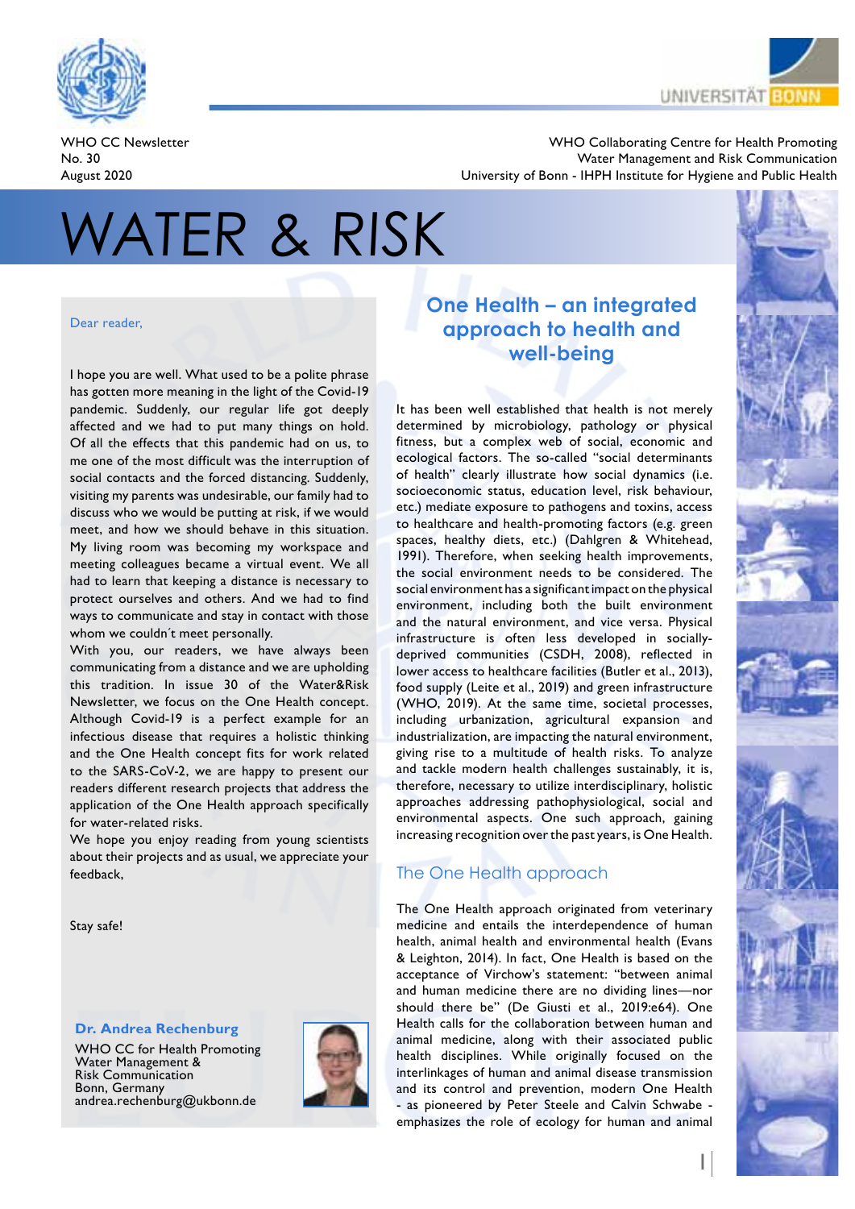WHO CC Newsletter
No. 30
August 2020

WHO Collaborating Centre for Health Promoting
Water Management and Risk Communication
University of Bonn - IHPH Institute for Hygiene and Public Health

# WATER & RISK

Dear reader,

I hope you are well. What used to be a polite phrase has gotten more meaning in the light of the Covid-19 pandemic. Suddenly, our regular life got deeply affected and we had to put many things on hold. Of all the effects that this pandemic had on us, to me one of the most difficult was the interruption of social contacts and the forced distancing. Suddenly, visiting my parents was undesirable, our family had to discuss who we would be putting at risk, if we would meet, and how we should behave in this situation. My living room was becoming my workspace and meeting colleagues became a virtual event. We all had to learn that keeping a distance is necessary to protect ourselves and others. And we had to find ways to communicate and stay in contact with those whom we couldn´t meet personally.
With you, our readers, we have always been communicating from a distance and we are upholding this tradition. In issue 30 of the Water&Risk Newsletter, we focus on the One Health concept. Although Covid-19 is a perfect example for an infectious disease that requires a holistic thinking and the One Health concept fits for work related to the SARS-CoV-2, we are happy to present our readers different research projects that address the application of the One Health approach specifically for water-related risks.
We hope you enjoy reading from young scientists about their projects and as usual, we appreciate your feedback,

Stay safe!

**Dr. Andrea Rechenburg**
WHO CC for Health Promoting
Water Management &
Risk Communication
Bonn, Germany
andrea.rechenburg@ukbonn.de

## One Health – an integrated approach to health and well-being

It has been well established that health is not merely determined by microbiology, pathology or physical fitness, but a complex web of social, economic and ecological factors. The so-called "social determinants of health" clearly illustrate how social dynamics (i.e. socioeconomic status, education level, risk behaviour, etc.) mediate exposure to pathogens and toxins, access to healthcare and health-promoting factors (e.g. green spaces, healthy diets, etc.) (Dahlgren & Whitehead, 1991). Therefore, when seeking health improvements, the social environment needs to be considered. The social environment has a significant impact on the physical environment, including both the built environment and the natural environment, and vice versa. Physical infrastructure is often less developed in socially-deprived communities (CSDH, 2008), reflected in lower access to healthcare facilities (Butler et al., 2013), food supply (Leite et al., 2019) and green infrastructure (WHO, 2019). At the same time, societal processes, including urbanization, agricultural expansion and industrialization, are impacting the natural environment, giving rise to a multitude of health risks. To analyze and tackle modern health challenges sustainably, it is, therefore, necessary to utilize interdisciplinary, holistic approaches addressing pathophysiological, social and environmental aspects. One such approach, gaining increasing recognition over the past years, is One Health.

### The One Health approach

The One Health approach originated from veterinary medicine and entails the interdependence of human health, animal health and environmental health (Evans & Leighton, 2014). In fact, One Health is based on the acceptance of Virchow's statement: "between animal and human medicine there are no dividing lines—nor should there be" (De Giusti et al., 2019:e64). One Health calls for the collaboration between human and animal medicine, along with their associated public health disciplines. While originally focused on the interlinkages of human and animal disease transmission and its control and prevention, modern One Health - as pioneered by Peter Steele and Calvin Schwabe - emphasizes the role of ecology for human and animal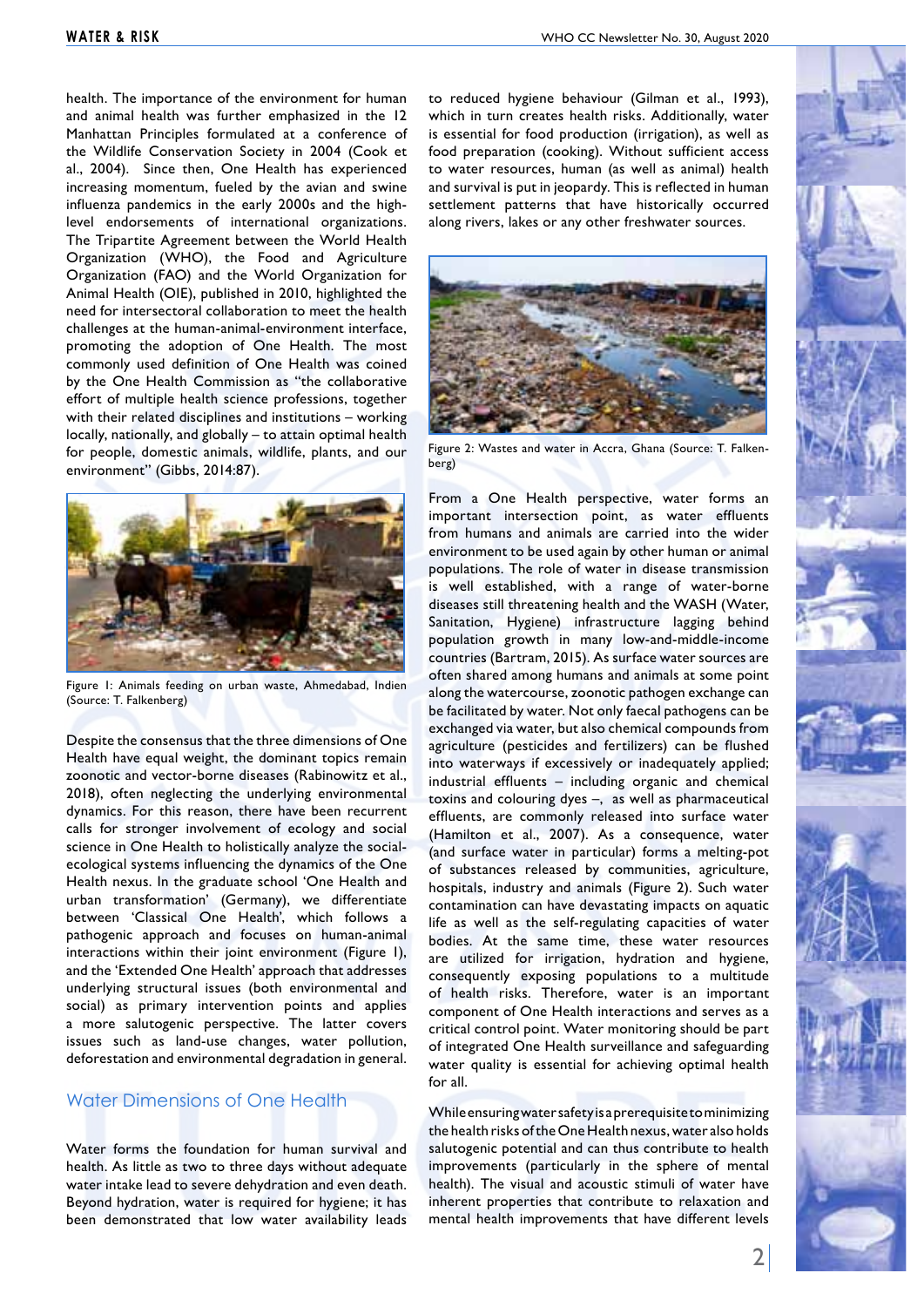health. The importance of the environment for human and animal health was further emphasized in the 12 Manhattan Principles formulated at a conference of the Wildlife Conservation Society in 2004 (Cook et al., 2004). Since then, One Health has experienced increasing momentum, fueled by the avian and swine influenza pandemics in the early 2000s and the high-level endorsements of international organizations. The Tripartite Agreement between the World Health Organization (WHO), the Food and Agriculture Organization (FAO) and the World Organization for Animal Health (OIE), published in 2010, highlighted the need for intersectoral collaboration to meet the health challenges at the human-animal-environment interface, promoting the adoption of One Health. The most commonly used definition of One Health was coined by the One Health Commission as "the collaborative effort of multiple health science professions, together with their related disciplines and institutions – working locally, nationally, and globally – to attain optimal health for people, domestic animals, wildlife, plants, and our environment" (Gibbs, 2014:87).

Figure 1: Animals feeding on urban waste, Ahmedabad, Indien (Source: T. Falkenberg)

Despite the consensus that the three dimensions of One Health have equal weight, the dominant topics remain zoonotic and vector-borne diseases (Rabinowitz et al., 2018), often neglecting the underlying environmental dynamics. For this reason, there have been recurrent calls for stronger involvement of ecology and social science in One Health to holistically analyze the social-ecological systems influencing the dynamics of the One Health nexus. In the graduate school 'One Health and urban transformation' (Germany), we differentiate between 'Classical One Health', which follows a pathogenic approach and focuses on human-animal interactions within their joint environment (Figure 1), and the 'Extended One Health' approach that addresses underlying structural issues (both environmental and social) as primary intervention points and applies a more salutogenic perspective. The latter covers issues such as land-use changes, water pollution, deforestation and environmental degradation in general.

## Water Dimensions of One Health

Water forms the foundation for human survival and health. As little as two to three days without adequate water intake lead to severe dehydration and even death. Beyond hydration, water is required for hygiene; it has been demonstrated that low water availability leads to reduced hygiene behaviour (Gilman et al., 1993), which in turn creates health risks. Additionally, water is essential for food production (irrigation), as well as food preparation (cooking). Without sufficient access to water resources, human (as well as animal) health and survival is put in jeopardy. This is reflected in human settlement patterns that have historically occurred along rivers, lakes or any other freshwater sources.

Figure 2: Wastes and water in Accra, Ghana (Source: T. Falkenberg)

From a One Health perspective, water forms an important intersection point, as water effluents from humans and animals are carried into the wider environment to be used again by other human or animal populations. The role of water in disease transmission is well established, with a range of water-borne diseases still threatening health and the WASH (Water, Sanitation, Hygiene) infrastructure lagging behind population growth in many low-and-middle-income countries (Bartram, 2015). As surface water sources are often shared among humans and animals at some point along the watercourse, zoonotic pathogen exchange can be facilitated by water. Not only faecal pathogens can be exchanged via water, but also chemical compounds from agriculture (pesticides and fertilizers) can be flushed into waterways if excessively or inadequately applied; industrial effluents – including organic and chemical toxins and colouring dyes –, as well as pharmaceutical effluents, are commonly released into surface water (Hamilton et al., 2007). As a consequence, water (and surface water in particular) forms a melting-pot of substances released by communities, agriculture, hospitals, industry and animals (Figure 2). Such water contamination can have devastating impacts on aquatic life as well as the self-regulating capacities of water bodies. At the same time, these water resources are utilized for irrigation, hydration and hygiene, consequently exposing populations to a multitude of health risks. Therefore, water is an important component of One Health interactions and serves as a critical control point. Water monitoring should be part of integrated One Health surveillance and safeguarding water quality is essential for achieving optimal health for all.

While ensuring water safety is a prerequisite to minimizing the health risks of the One Health nexus, water also holds salutogenic potential and can thus contribute to health improvements (particularly in the sphere of mental health). The visual and acoustic stimuli of water have inherent properties that contribute to relaxation and mental health improvements that have different levels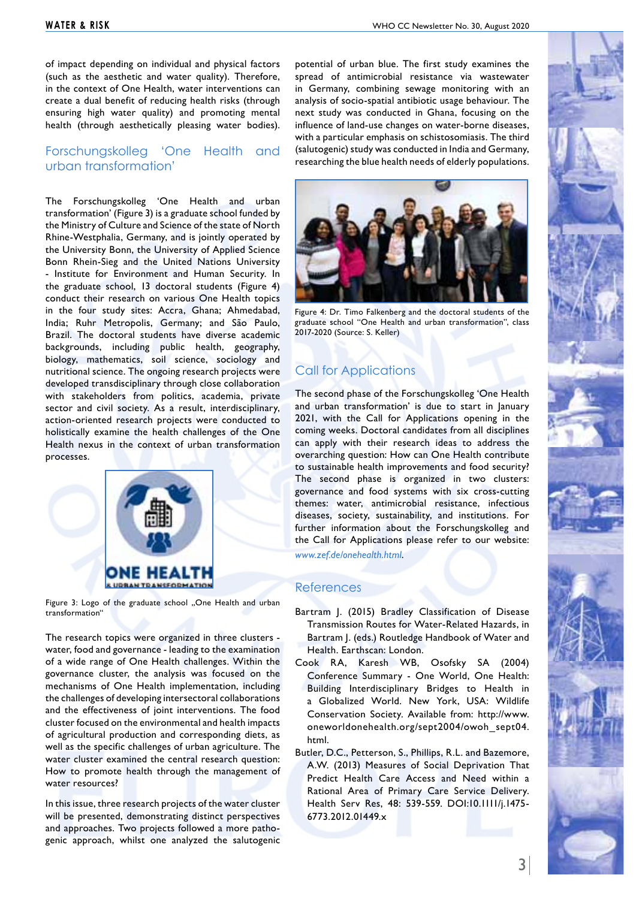of impact depending on individual and physical factors (such as the aesthetic and water quality). Therefore, in the context of One Health, water interventions can create a dual benefit of reducing health risks (through ensuring high water quality) and promoting mental health (through aesthetically pleasing water bodies).

## Forschungskolleg 'One Health and urban transformation'

The Forschungskolleg 'One Health and urban transformation' (Figure 3) is a graduate school funded by the Ministry of Culture and Science of the state of North Rhine-Westphalia, Germany, and is jointly operated by the University Bonn, the University of Applied Science Bonn Rhein-Sieg and the United Nations University - Institute for Environment and Human Security. In the graduate school, 13 doctoral students (Figure 4) conduct their research on various One Health topics in the four study sites: Accra, Ghana; Ahmedabad, India; Ruhr Metropolis, Germany; and São Paulo, Brazil. The doctoral students have diverse academic backgrounds, including public health, geography, biology, mathematics, soil science, sociology and nutritional science. The ongoing research projects were developed transdisciplinary through close collaboration with stakeholders from politics, academia, private sector and civil society. As a result, interdisciplinary, action-oriented research projects were conducted to holistically examine the health challenges of the One Health nexus in the context of urban transformation processes.

Figure 3: Logo of the graduate school „One Health and urban transformation"

The research topics were organized in three clusters - water, food and governance - leading to the examination of a wide range of One Health challenges. Within the governance cluster, the analysis was focused on the mechanisms of One Health implementation, including the challenges of developing intersectoral collaborations and the effectiveness of joint interventions. The food cluster focused on the environmental and health impacts of agricultural production and corresponding diets, as well as the specific challenges of urban agriculture. The water cluster examined the central research question: How to promote health through the management of water resources?

In this issue, three research projects of the water cluster will be presented, demonstrating distinct perspectives and approaches. Two projects followed a more pathogenic approach, whilst one analyzed the salutogenic potential of urban blue. The first study examines the spread of antimicrobial resistance via wastewater in Germany, combining sewage monitoring with an analysis of socio-spatial antibiotic usage behaviour. The next study was conducted in Ghana, focusing on the influence of land-use changes on water-borne diseases, with a particular emphasis on schistosomiasis. The third (salutogenic) study was conducted in India and Germany, researching the blue health needs of elderly populations.

Figure 4: Dr. Timo Falkenberg and the doctoral students of the graduate school "One Health and urban transformation", class 2017-2020 (Source: S. Keller)

## Call for Applications

The second phase of the Forschungskolleg 'One Health and urban transformation' is due to start in January 2021, with the Call for Applications opening in the coming weeks. Doctoral candidates from all disciplines can apply with their research ideas to address the overarching question: How can One Health contribute to sustainable health improvements and food security? The second phase is organized in two clusters: governance and food systems with six cross-cutting themes: water, antimicrobial resistance, infectious diseases, society, sustainability, and institutions. For further information about the Forschungskolleg and the Call for Applications please refer to our website: *www.zef.de/onehealth.html*.

## References

Bartram J. (2015) Bradley Classification of Disease Transmission Routes for Water-Related Hazards, in Bartram J. (eds.) Routledge Handbook of Water and Health. Earthscan: London.

Cook RA, Karesh WB, Osofsky SA (2004) Conference Summary - One World, One Health: Building Interdisciplinary Bridges to Health in a Globalized World. New York, USA: Wildlife Conservation Society. Available from: http://www.oneworldonehealth.org/sept2004/owoh_sept04.html.

Butler, D.C., Petterson, S., Phillips, R.L. and Bazemore, A.W. (2013) Measures of Social Deprivation That Predict Health Care Access and Need within a Rational Area of Primary Care Service Delivery. Health Serv Res, 48: 539-559. DOI:10.1111/j.1475-6773.2012.01449.x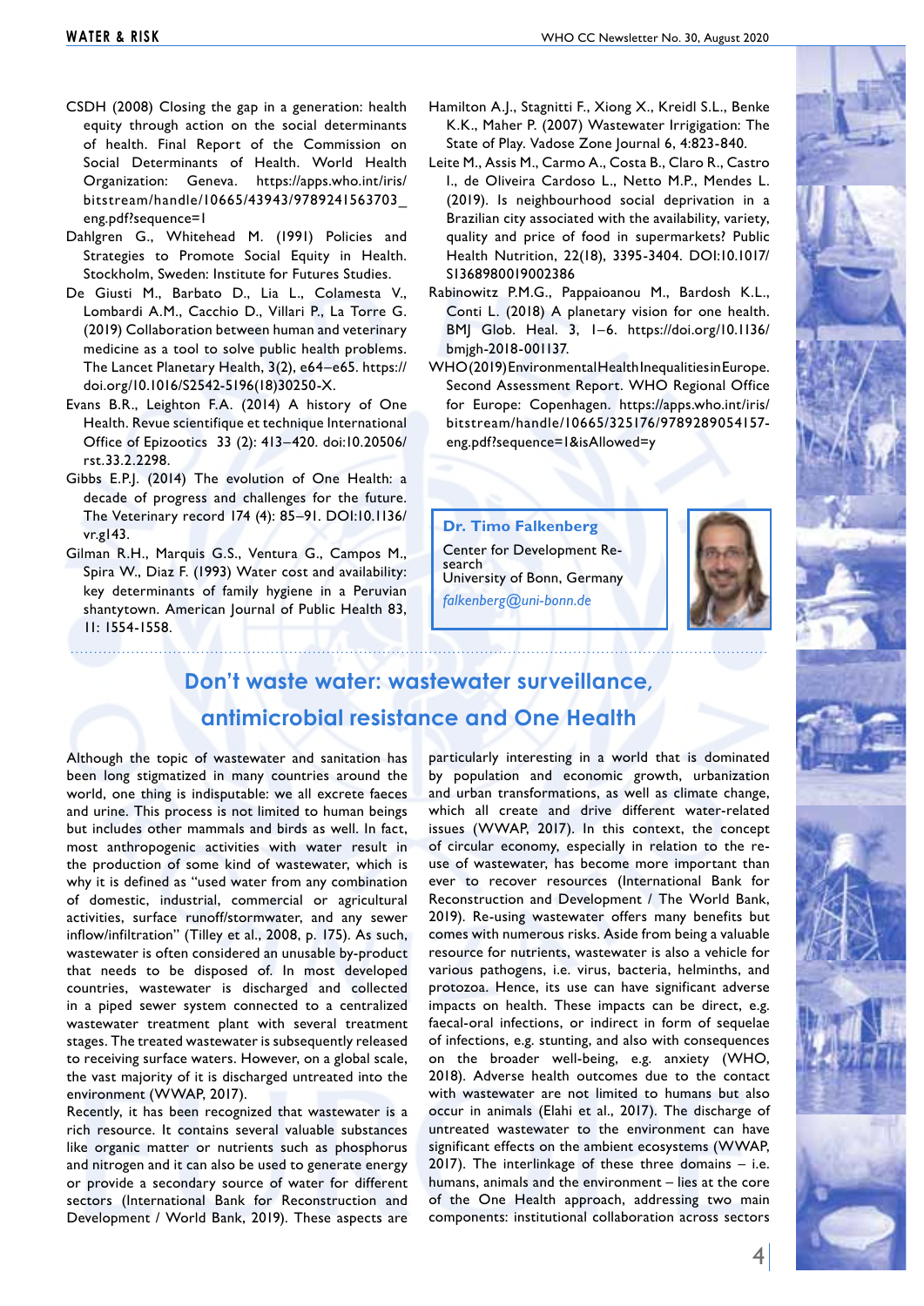CSDH (2008) Closing the gap in a generation: health equity through action on the social determinants of health. Final Report of the Commission on Social Determinants of Health. World Health Organization: Geneva. https://apps.who.int/iris/bitstream/handle/10665/43943/9789241563703_eng.pdf?sequence=1

Dahlgren G., Whitehead M. (1991) Policies and Strategies to Promote Social Equity in Health. Stockholm, Sweden: Institute for Futures Studies.

De Giusti M., Barbato D., Lia L., Colamesta V., Lombardi A.M., Cacchio D., Villari P., La Torre G. (2019) Collaboration between human and veterinary medicine as a tool to solve public health problems. The Lancet Planetary Health, 3(2), e64–e65. https://doi.org/10.1016/S2542-5196(18)30250-X.

Evans B.R., Leighton F.A. (2014) A history of One Health. Revue scientifique et technique International Office of Epizootics 33 (2): 413–420. doi:10.20506/rst.33.2.2298.

Gibbs E.P.J. (2014) The evolution of One Health: a decade of progress and challenges for the future. The Veterinary record 174 (4): 85–91. DOI:10.1136/vr.g143.

Gilman R.H., Marquis G.S., Ventura G., Campos M., Spira W., Diaz F. (1993) Water cost and availability: key determinants of family hygiene in a Peruvian shantytown. American Journal of Public Health 83, 11: 1554-1558.

Hamilton A.J., Stagnitti F., Xiong X., Kreidl S.L., Benke K.K., Maher P. (2007) Wastewater Irrigigation: The State of Play. Vadose Zone Journal 6, 4:823-840.

Leite M., Assis M., Carmo A., Costa B., Claro R., Castro I., de Oliveira Cardoso L., Netto M.P., Mendes L. (2019). Is neighbourhood social deprivation in a Brazilian city associated with the availability, variety, quality and price of food in supermarkets? Public Health Nutrition, 22(18), 3395-3404. DOI:10.1017/S1368980019002386

Rabinowitz P.M.G., Pappaioanou M., Bardosh K.L., Conti L. (2018) A planetary vision for one health. BMJ Glob. Heal. 3, 1–6. https://doi.org/10.1136/bmjgh-2018-001137.

WHO (2019) Environmental Health Inequalities in Europe. Second Assessment Report. WHO Regional Office for Europe: Copenhagen. https://apps.who.int/iris/bitstream/handle/10665/325176/9789289054157-eng.pdf?sequence=1&isAllowed=y

**Dr. Timo Falkenberg**
Center for Development Research
University of Bonn, Germany
*falkenberg@uni-bonn.de*

## Don't waste water: wastewater surveillance, antimicrobial resistance and One Health

Although the topic of wastewater and sanitation has been long stigmatized in many countries around the world, one thing is indisputable: we all excrete faeces and urine. This process is not limited to human beings but includes other mammals and birds as well. In fact, most anthropogenic activities with water result in the production of some kind of wastewater, which is why it is defined as "used water from any combination of domestic, industrial, commercial or agricultural activities, surface runoff/stormwater, and any sewer inflow/infiltration" (Tilley et al., 2008, p. 175). As such, wastewater is often considered an unusable by-product that needs to be disposed of. In most developed countries, wastewater is discharged and collected in a piped sewer system connected to a centralized wastewater treatment plant with several treatment stages. The treated wastewater is subsequently released to receiving surface waters. However, on a global scale, the vast majority of it is discharged untreated into the environment (WWAP, 2017).

Recently, it has been recognized that wastewater is a rich resource. It contains several valuable substances like organic matter or nutrients such as phosphorus and nitrogen and it can also be used to generate energy or provide a secondary source of water for different sectors (International Bank for Reconstruction and Development / World Bank, 2019). These aspects are particularly interesting in a world that is dominated by population and economic growth, urbanization and urban transformations, as well as climate change, which all create and drive different water-related issues (WWAP, 2017). In this context, the concept of circular economy, especially in relation to the re-use of wastewater, has become more important than ever to recover resources (International Bank for Reconstruction and Development / The World Bank, 2019). Re-using wastewater offers many benefits but comes with numerous risks. Aside from being a valuable resource for nutrients, wastewater is also a vehicle for various pathogens, i.e. virus, bacteria, helminths, and protozoa. Hence, its use can have significant adverse impacts on health. These impacts can be direct, e.g. faecal-oral infections, or indirect in form of sequelae of infections, e.g. stunting, and also with consequences on the broader well-being, e.g. anxiety (WHO, 2018). Adverse health outcomes due to the contact with wastewater are not limited to humans but also occur in animals (Elahi et al., 2017). The discharge of untreated wastewater to the environment can have significant effects on the ambient ecosystems (WWAP, 2017). The interlinkage of these three domains – i.e. humans, animals and the environment – lies at the core of the One Health approach, addressing two main components: institutional collaboration across sectors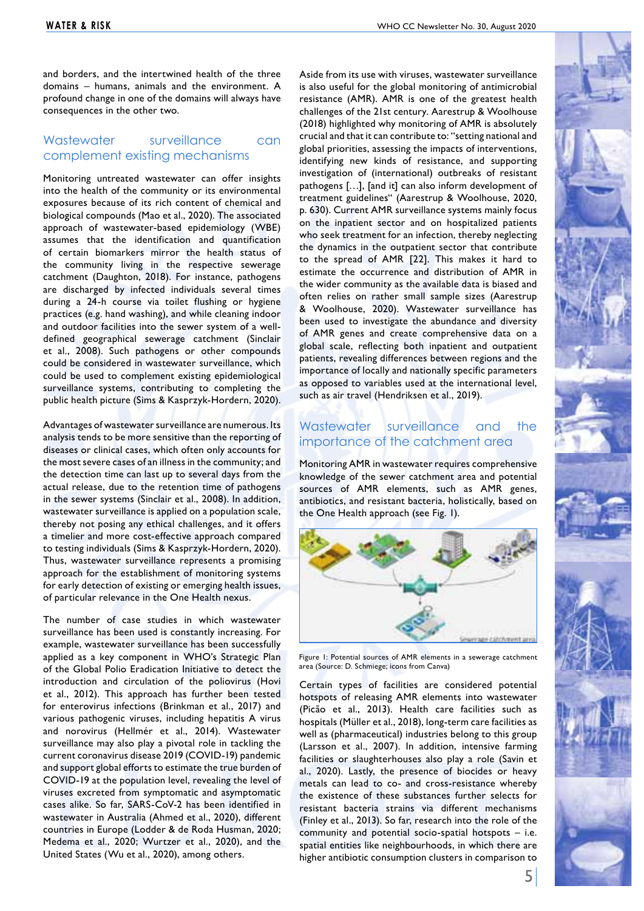and borders, and the intertwined health of the three domains – humans, animals and the environment. A profound change in one of the domains will always have consequences in the other two.

## Wastewater surveillance can complement existing mechanisms

Monitoring untreated wastewater can offer insights into the health of the community or its environmental exposures because of its rich content of chemical and biological compounds (Mao et al., 2020). The associated approach of wastewater-based epidemiology (WBE) assumes that the identification and quantification of certain biomarkers mirror the health status of the community living in the respective sewerage catchment (Daughton, 2018). For instance, pathogens are discharged by infected individuals several times during a 24-h course via toilet flushing or hygiene practices (e.g. hand washing), and while cleaning indoor and outdoor facilities into the sewer system of a well-defined geographical sewerage catchment (Sinclair et al., 2008). Such pathogens or other compounds could be considered in wastewater surveillance, which could be used to complement existing epidemiological surveillance systems, contributing to completing the public health picture (Sims & Kasprzyk-Hordern, 2020).

Advantages of wastewater surveillance are numerous. Its analysis tends to be more sensitive than the reporting of diseases or clinical cases, which often only accounts for the most severe cases of an illness in the community; and the detection time can last up to several days from the actual release, due to the retention time of pathogens in the sewer systems (Sinclair et al., 2008). In addition, wastewater surveillance is applied on a population scale, thereby not posing any ethical challenges, and it offers a timelier and more cost-effective approach compared to testing individuals (Sims & Kasprzyk-Hordern, 2020). Thus, wastewater surveillance represents a promising approach for the establishment of monitoring systems for early detection of existing or emerging health issues, of particular relevance in the One Health nexus.

The number of case studies in which wastewater surveillance has been used is constantly increasing. For example, wastewater surveillance has been successfully applied as a key component in WHO's Strategic Plan of the Global Polio Eradication Initiative to detect the introduction and circulation of the poliovirus (Hovi et al., 2012). This approach has further been tested for enterovirus infections (Brinkman et al., 2017) and various pathogenic viruses, including hepatitis A virus and norovirus (Hellmér et al., 2014). Wastewater surveillance may also play a pivotal role in tackling the current coronavirus disease 2019 (COVID-19) pandemic and support global efforts to estimate the true burden of COVID-19 at the population level, revealing the level of viruses excreted from symptomatic and asymptomatic cases alike. So far, SARS-CoV-2 has been identified in wastewater in Australia (Ahmed et al., 2020), different countries in Europe (Lodder & de Roda Husman, 2020; Medema et al., 2020; Wurtzer et al., 2020), and the United States (Wu et al., 2020), among others.

Aside from its use with viruses, wastewater surveillance is also useful for the global monitoring of antimicrobial resistance (AMR). AMR is one of the greatest health challenges of the 21st century. Aarestrup & Woolhouse (2018) highlighted why monitoring of AMR is absolutely crucial and that it can contribute to: "setting national and global priorities, assessing the impacts of interventions, identifying new kinds of resistance, and supporting investigation of (international) outbreaks of resistant pathogens […], [and it] can also inform development of treatment guidelines" (Aarestrup & Woolhouse, 2020, p. 630). Current AMR surveillance systems mainly focus on the inpatient sector and on hospitalized patients who seek treatment for an infection, thereby neglecting the dynamics in the outpatient sector that contribute to the spread of AMR [22]. This makes it hard to estimate the occurrence and distribution of AMR in the wider community as the available data is biased and often relies on rather small sample sizes (Aarestrup & Woolhouse, 2020). Wastewater surveillance has been used to investigate the abundance and diversity of AMR genes and create comprehensive data on a global scale, reflecting both inpatient and outpatient patients, revealing differences between regions and the importance of locally and nationally specific parameters as opposed to variables used at the international level, such as air travel (Hendriksen et al., 2019).

## Wastewater surveillance and the importance of the catchment area

Monitoring AMR in wastewater requires comprehensive knowledge of the sewer catchment area and potential sources of AMR elements, such as AMR genes, antibiotics, and resistant bacteria, holistically, based on the One Health approach (see Fig. 1).

Figure 1: Potential sources of AMR elements in a sewerage catchment area (Source: D. Schmiege; icons from Canva)

Certain types of facilities are considered potential hotspots of releasing AMR elements into wastewater (Picão et al., 2013). Health care facilities such as hospitals (Müller et al., 2018), long-term care facilities as well as (pharmaceutical) industries belong to this group (Larsson et al., 2007). In addition, intensive farming facilities or slaughterhouses also play a role (Savin et al., 2020). Lastly, the presence of biocides or heavy metals can lead to co- and cross-resistance whereby the existence of these substances further selects for resistant bacteria strains via different mechanisms (Finley et al., 2013). So far, research into the role of the community and potential socio-spatial hotspots – i.e. spatial entities like neighbourhoods, in which there are higher antibiotic consumption clusters in comparison to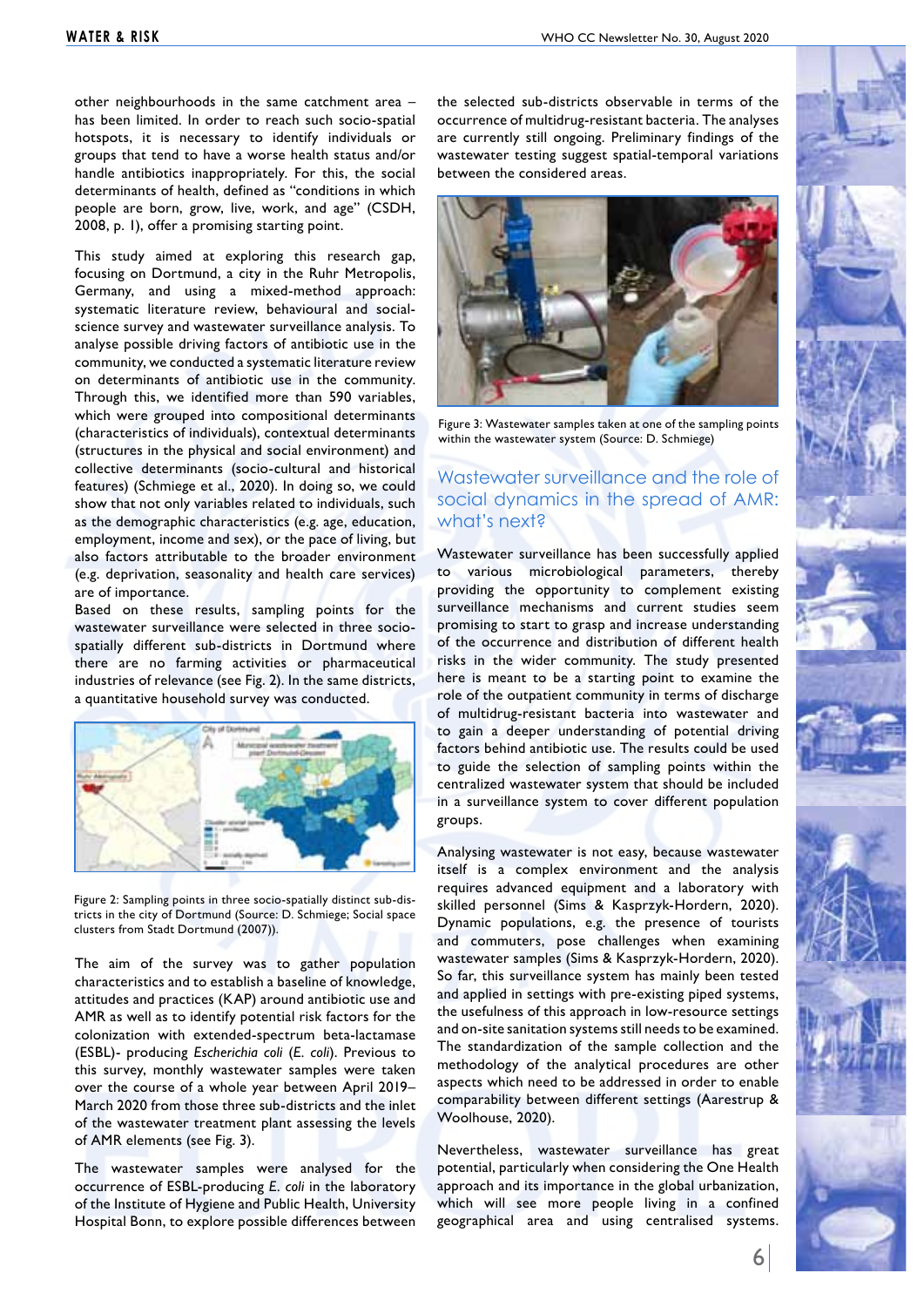other neighbourhoods in the same catchment area – has been limited. In order to reach such socio-spatial hotspots, it is necessary to identify individuals or groups that tend to have a worse health status and/or handle antibiotics inappropriately. For this, the social determinants of health, defined as "conditions in which people are born, grow, live, work, and age" (CSDH, 2008, p. 1), offer a promising starting point.

This study aimed at exploring this research gap, focusing on Dortmund, a city in the Ruhr Metropolis, Germany, and using a mixed-method approach: systematic literature review, behavioural and social-science survey and wastewater surveillance analysis. To analyse possible driving factors of antibiotic use in the community, we conducted a systematic literature review on determinants of antibiotic use in the community. Through this, we identified more than 590 variables, which were grouped into compositional determinants (characteristics of individuals), contextual determinants (structures in the physical and social environment) and collective determinants (socio-cultural and historical features) (Schmiege et al., 2020). In doing so, we could show that not only variables related to individuals, such as the demographic characteristics (e.g. age, education, employment, income and sex), or the pace of living, but also factors attributable to the broader environment (e.g. deprivation, seasonality and health care services) are of importance.

Based on these results, sampling points for the wastewater surveillance were selected in three socio-spatially different sub-districts in Dortmund where there are no farming activities or pharmaceutical industries of relevance (see Fig. 2). In the same districts, a quantitative household survey was conducted.

Figure 2: Sampling points in three socio-spatially distinct sub-districts in the city of Dortmund (Source: D. Schmiege; Social space clusters from Stadt Dortmund (2007)).

The aim of the survey was to gather population characteristics and to establish a baseline of knowledge, attitudes and practices (KAP) around antibiotic use and AMR as well as to identify potential risk factors for the colonization with extended-spectrum beta-lactamase (ESBL)- producing *Escherichia coli* (*E. coli*). Previous to this survey, monthly wastewater samples were taken over the course of a whole year between April 2019–March 2020 from those three sub-districts and the inlet of the wastewater treatment plant assessing the levels of AMR elements (see Fig. 3).

The wastewater samples were analysed for the occurrence of ESBL-producing *E. coli* in the laboratory of the Institute of Hygiene and Public Health, University Hospital Bonn, to explore possible differences between the selected sub-districts observable in terms of the occurrence of multidrug-resistant bacteria. The analyses are currently still ongoing. Preliminary findings of the wastewater testing suggest spatial-temporal variations between the considered areas.

Figure 3: Wastewater samples taken at one of the sampling points within the wastewater system (Source: D. Schmiege)

## Wastewater surveillance and the role of social dynamics in the spread of AMR: what's next?

Wastewater surveillance has been successfully applied to various microbiological parameters, thereby providing the opportunity to complement existing surveillance mechanisms and current studies seem promising to start to grasp and increase understanding of the occurrence and distribution of different health risks in the wider community. The study presented here is meant to be a starting point to examine the role of the outpatient community in terms of discharge of multidrug-resistant bacteria into wastewater and to gain a deeper understanding of potential driving factors behind antibiotic use. The results could be used to guide the selection of sampling points within the centralized wastewater system that should be included in a surveillance system to cover different population groups.

Analysing wastewater is not easy, because wastewater itself is a complex environment and the analysis requires advanced equipment and a laboratory with skilled personnel (Sims & Kasprzyk-Hordern, 2020). Dynamic populations, e.g. the presence of tourists and commuters, pose challenges when examining wastewater samples (Sims & Kasprzyk-Hordern, 2020). So far, this surveillance system has mainly been tested and applied in settings with pre-existing piped systems, the usefulness of this approach in low-resource settings and on-site sanitation systems still needs to be examined. The standardization of the sample collection and the methodology of the analytical procedures are other aspects which need to be addressed in order to enable comparability between different settings (Aarestrup & Woolhouse, 2020).

Nevertheless, wastewater surveillance has great potential, particularly when considering the One Health approach and its importance in the global urbanization, which will see more people living in a confined geographical area and using centralised systems.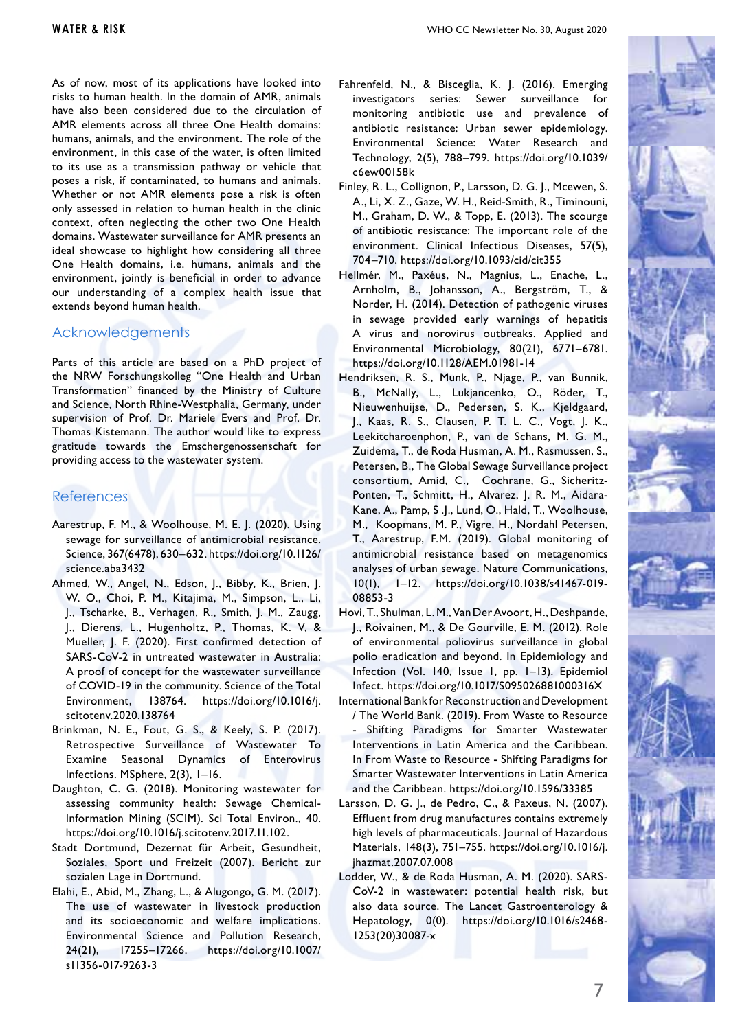As of now, most of its applications have looked into risks to human health. In the domain of AMR, animals have also been considered due to the circulation of AMR elements across all three One Health domains: humans, animals, and the environment. The role of the environment, in this case of the water, is often limited to its use as a transmission pathway or vehicle that poses a risk, if contaminated, to humans and animals. Whether or not AMR elements pose a risk is often only assessed in relation to human health in the clinic context, often neglecting the other two One Health domains. Wastewater surveillance for AMR presents an ideal showcase to highlight how considering all three One Health domains, i.e. humans, animals and the environment, jointly is beneficial in order to advance our understanding of a complex health issue that extends beyond human health.

## Acknowledgements

Parts of this article are based on a PhD project of the NRW Forschungskolleg "One Health and Urban Transformation" financed by the Ministry of Culture and Science, North Rhine-Westphalia, Germany, under supervision of Prof. Dr. Mariele Evers and Prof. Dr. Thomas Kistemann. The author would like to express gratitude towards the Emschergenossenschaft for providing access to the wastewater system.

## References

Aarestrup, F. M., & Woolhouse, M. E. J. (2020). Using sewage for surveillance of antimicrobial resistance. Science, 367(6478), 630–632. https://doi.org/10.1126/science.aba3432

Ahmed, W., Angel, N., Edson, J., Bibby, K., Brien, J. W. O., Choi, P. M., Kitajima, M., Simpson, L., Li, J., Tscharke, B., Verhagen, R., Smith, J. M., Zaugg, J., Dierens, L., Hugenholtz, P., Thomas, K. V, & Mueller, J. F. (2020). First confirmed detection of SARS-CoV-2 in untreated wastewater in Australia: A proof of concept for the wastewater surveillance of COVID-19 in the community. Science of the Total Environment, 138764. https://doi.org/10.1016/j.scitotenv.2020.138764

Brinkman, N. E., Fout, G. S., & Keely, S. P. (2017). Retrospective Surveillance of Wastewater To Examine Seasonal Dynamics of Enterovirus Infections. MSphere, 2(3), 1–16.

Daughton, C. G. (2018). Monitoring wastewater for assessing community health: Sewage Chemical-Information Mining (SCIM). Sci Total Environ., 40. https://doi.org/10.1016/j.scitotenv.2017.11.102.

Stadt Dortmund, Dezernat für Arbeit, Gesundheit, Soziales, Sport und Freizeit (2007). Bericht zur sozialen Lage in Dortmund.

Elahi, E., Abid, M., Zhang, L., & Alugongo, G. M. (2017). The use of wastewater in livestock production and its socioeconomic and welfare implications. Environmental Science and Pollution Research, 24(21), 17255–17266. https://doi.org/10.1007/s11356-017-9263-3

Fahrenfeld, N., & Bisceglia, K. J. (2016). Emerging investigators series: Sewer surveillance for monitoring antibiotic use and prevalence of antibiotic resistance: Urban sewer epidemiology. Environmental Science: Water Research and Technology, 2(5), 788–799. https://doi.org/10.1039/c6ew00158k

Finley, R. L., Collignon, P., Larsson, D. G. J., Mcewen, S. A., Li, X. Z., Gaze, W. H., Reid-Smith, R., Timinouni, M., Graham, D. W., & Topp, E. (2013). The scourge of antibiotic resistance: The important role of the environment. Clinical Infectious Diseases, 57(5), 704–710. https://doi.org/10.1093/cid/cit355

Hellmér, M., Paxéus, N., Magnius, L., Enache, L., Arnholm, B., Johansson, A., Bergström, T., & Norder, H. (2014). Detection of pathogenic viruses in sewage provided early warnings of hepatitis A virus and norovirus outbreaks. Applied and Environmental Microbiology, 80(21), 6771–6781. https://doi.org/10.1128/AEM.01981-14

Hendriksen, R. S., Munk, P., Njage, P., van Bunnik, B., McNally, L., Lukjancenko, O., Röder, T., Nieuwenhuijse, D., Pedersen, S. K., Kjeldgaard, J., Kaas, R. S., Clausen, P. T. L. C., Vogt, J. K., Leekitcharoenphon, P., van de Schans, M. G. M., Zuidema, T., de Roda Husman, A. M., Rasmussen, S., Petersen, B., The Global Sewage Surveillance project consortium, Amid, C., Cochrane, G., Sicheritz-Ponten, T., Schmitt, H., Alvarez, J. R. M., Aidara-Kane, A., Pamp, S .J., Lund, O., Hald, T., Woolhouse, M., Koopmans, M. P., Vigre, H., Nordahl Petersen, T., Aarestrup, F.M. (2019). Global monitoring of antimicrobial resistance based on metagenomics analyses of urban sewage. Nature Communications, 10(1), 1–12. https://doi.org/10.1038/s41467-019-08853-3

Hovi, T., Shulman, L. M., Van Der Avoort, H., Deshpande, J., Roivainen, M., & De Gourville, E. M. (2012). Role of environmental poliovirus surveillance in global polio eradication and beyond. In Epidemiology and Infection (Vol. 140, Issue 1, pp. 1–13). Epidemiol Infect. https://doi.org/10.1017/S095026881000316X

International Bank for Reconstruction and Development / The World Bank. (2019). From Waste to Resource - Shifting Paradigms for Smarter Wastewater Interventions in Latin America and the Caribbean. In From Waste to Resource - Shifting Paradigms for Smarter Wastewater Interventions in Latin America and the Caribbean. https://doi.org/10.1596/33385

Larsson, D. G. J., de Pedro, C., & Paxeus, N. (2007). Effluent from drug manufactures contains extremely high levels of pharmaceuticals. Journal of Hazardous Materials, 148(3), 751–755. https://doi.org/10.1016/j.jhazmat.2007.07.008

Lodder, W., & de Roda Husman, A. M. (2020). SARS-CoV-2 in wastewater: potential health risk, but also data source. The Lancet Gastroenterology & Hepatology, 0(0). https://doi.org/10.1016/s2468-1253(20)30087-x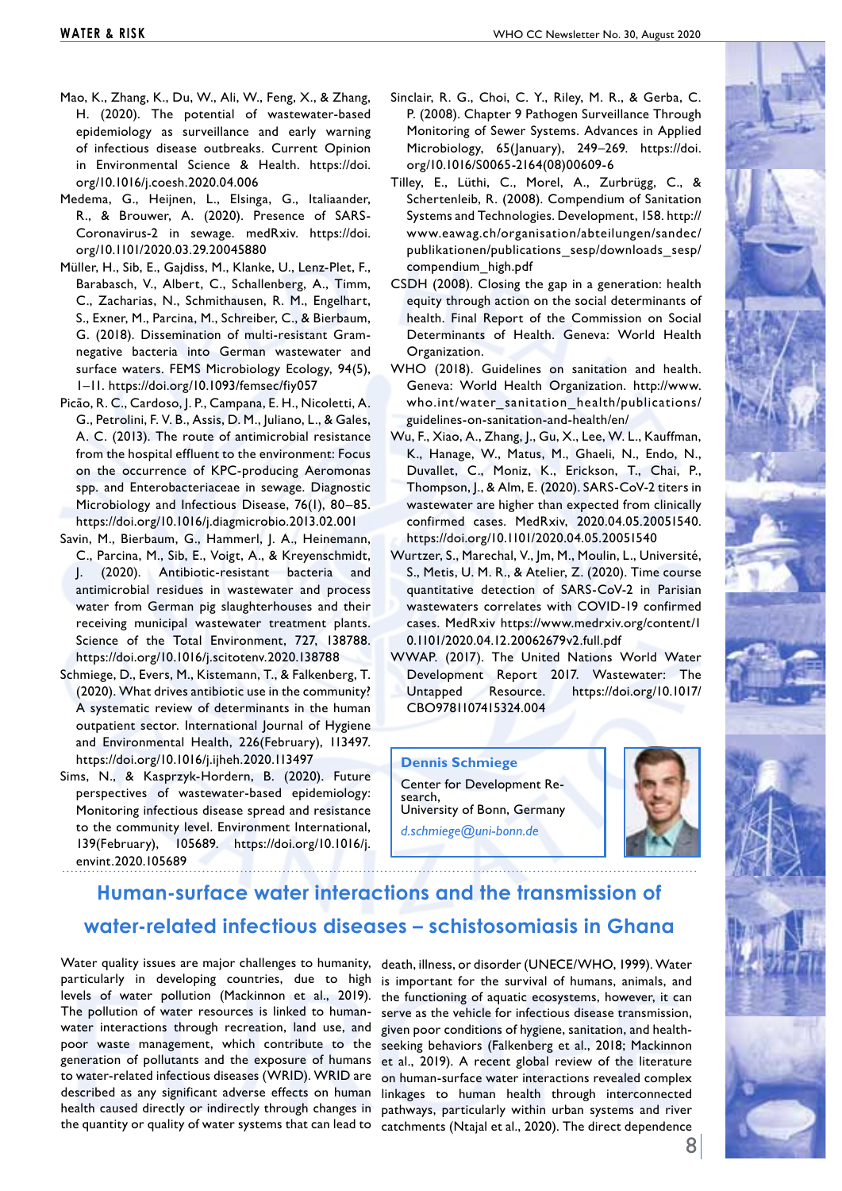Mao, K., Zhang, K., Du, W., Ali, W., Feng, X., & Zhang, H. (2020). The potential of wastewater-based epidemiology as surveillance and early warning of infectious disease outbreaks. Current Opinion in Environmental Science & Health. https://doi.org/10.1016/j.coesh.2020.04.006

Medema, G., Heijnen, L., Elsinga, G., Italiaander, R., & Brouwer, A. (2020). Presence of SARS-Coronavirus-2 in sewage. medRxiv. https://doi.org/10.1101/2020.03.29.20045880

Müller, H., Sib, E., Gajdiss, M., Klanke, U., Lenz-Plet, F., Barabasch, V., Albert, C., Schallenberg, A., Timm, C., Zacharias, N., Schmithausen, R. M., Engelhart, S., Exner, M., Parcina, M., Schreiber, C., & Bierbaum, G. (2018). Dissemination of multi-resistant Gram-negative bacteria into German wastewater and surface waters. FEMS Microbiology Ecology, 94(5), 1–11. https://doi.org/10.1093/femsec/fiy057

Picão, R. C., Cardoso, J. P., Campana, E. H., Nicoletti, A. G., Petrolini, F. V. B., Assis, D. M., Juliano, L., & Gales, A. C. (2013). The route of antimicrobial resistance from the hospital effluent to the environment: Focus on the occurrence of KPC-producing Aeromonas spp. and Enterobacteriaceae in sewage. Diagnostic Microbiology and Infectious Disease, 76(1), 80–85. https://doi.org/10.1016/j.diagmicrobio.2013.02.001

Savin, M., Bierbaum, G., Hammerl, J. A., Heinemann, C., Parcina, M., Sib, E., Voigt, A., & Kreyenschmidt, J. (2020). Antibiotic-resistant bacteria and antimicrobial residues in wastewater and process water from German pig slaughterhouses and their receiving municipal wastewater treatment plants. Science of the Total Environment, 727, 138788. https://doi.org/10.1016/j.scitotenv.2020.138788

Schmiege, D., Evers, M., Kistemann, T., & Falkenberg, T. (2020). What drives antibiotic use in the community? A systematic review of determinants in the human outpatient sector. International Journal of Hygiene and Environmental Health, 226(February), 113497. https://doi.org/10.1016/j.ijheh.2020.113497

Sims, N., & Kasprzyk-Hordern, B. (2020). Future perspectives of wastewater-based epidemiology: Monitoring infectious disease spread and resistance to the community level. Environment International, 139(February), 105689. https://doi.org/10.1016/j.envint.2020.105689

Sinclair, R. G., Choi, C. Y., Riley, M. R., & Gerba, C. P. (2008). Chapter 9 Pathogen Surveillance Through Monitoring of Sewer Systems. Advances in Applied Microbiology, 65(January), 249–269. https://doi.org/10.1016/S0065-2164(08)00609-6

Tilley, E., Lüthi, C., Morel, A., Zurbrügg, C., & Schertenleib, R. (2008). Compendium of Sanitation Systems and Technologies. Development, 158. http://www.eawag.ch/organisation/abteilungen/sandec/publikationen/publications_sesp/downloads_sesp/compendium_high.pdf

CSDH (2008). Closing the gap in a generation: health equity through action on the social determinants of health. Final Report of the Commission on Social Determinants of Health. Geneva: World Health Organization.

WHO (2018). Guidelines on sanitation and health. Geneva: World Health Organization. http://www.who.int/water_sanitation_health/publications/guidelines-on-sanitation-and-health/en/

Wu, F., Xiao, A., Zhang, J., Gu, X., Lee, W. L., Kauffman, K., Hanage, W., Matus, M., Ghaeli, N., Endo, N., Duvallet, C., Moniz, K., Erickson, T., Chai, P., Thompson, J., & Alm, E. (2020). SARS-CoV-2 titers in wastewater are higher than expected from clinically confirmed cases. MedRxiv, 2020.04.05.20051540. https://doi.org/10.1101/2020.04.05.20051540

Wurtzer, S., Marechal, V., Jm, M., Moulin, L., Université, S., Metis, U. M. R., & Atelier, Z. (2020). Time course quantitative detection of SARS-CoV-2 in Parisian wastewaters correlates with COVID-19 confirmed cases. MedRxiv https://www.medrxiv.org/content/10.1101/2020.04.12.20062679v2.full.pdf

WWAP. (2017). The United Nations World Water Development Report 2017. Wastewater: The Untapped Resource. https://doi.org/10.1017/CBO9781107415324.004

**Dennis Schmiege**
Center for Development Research,
University of Bonn, Germany
*d.schmiege@uni-bonn.de*

## Human-surface water interactions and the transmission of water-related infectious diseases – schistosomiasis in Ghana

Water quality issues are major challenges to humanity, particularly in developing countries, due to high levels of water pollution (Mackinnon et al., 2019). The pollution of water resources is linked to human-water interactions through recreation, land use, and poor waste management, which contribute to the generation of pollutants and the exposure of humans to water-related infectious diseases (WRID). WRID are described as any significant adverse effects on human health caused directly or indirectly through changes in the quantity or quality of water systems that can lead to death, illness, or disorder (UNECE/WHO, 1999). Water is important for the survival of humans, animals, and the functioning of aquatic ecosystems, however, it can serve as the vehicle for infectious disease transmission, given poor conditions of hygiene, sanitation, and health-seeking behaviors (Falkenberg et al., 2018; Mackinnon et al., 2019). A recent global review of the literature on human-surface water interactions revealed complex linkages to human health through interconnected pathways, particularly within urban systems and river catchments (Ntajal et al., 2020). The direct dependence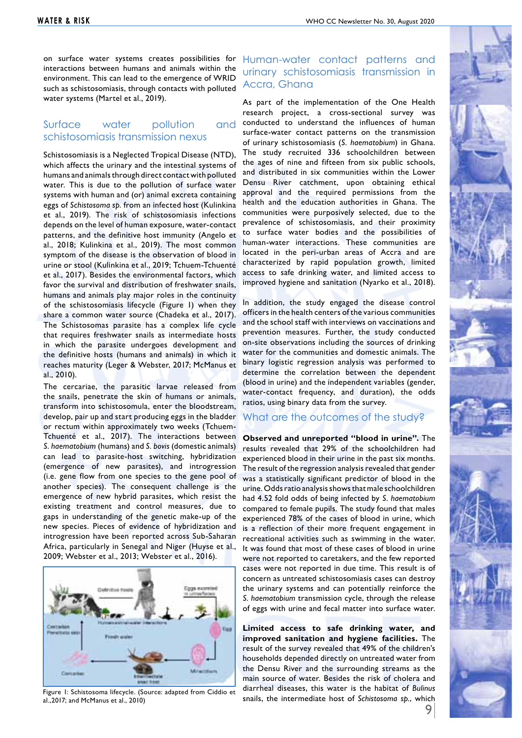on surface water systems creates possibilities for interactions between humans and animals within the environment. This can lead to the emergence of WRID such as schistosomiasis, through contacts with polluted water systems (Martel et al., 2019).

## Surface water pollution and schistosomiasis transmission nexus

Schistosomiasis is a Neglected Tropical Disease (NTD), which affects the urinary and the intestinal systems of humans and animals through direct contact with polluted water. This is due to the pollution of surface water systems with human and (or) animal excreta containing eggs of *Schistosoma sp.* from an infected host (Kulinkina et al., 2019). The risk of schistosomiasis infections depends on the level of human exposure, water-contact patterns, and the definitive host immunity (Angelo et al., 2018; Kulinkina et al., 2019). The most common symptom of the disease is the observation of blood in urine or stool (Kulinkina et al., 2019; Tchuem-Tchuenté et al., 2017). Besides the environmental factors, which favor the survival and distribution of freshwater snails, humans and animals play major roles in the continuity of the schistosomiasis lifecycle (Figure 1) when they share a common water source (Chadeka et al., 2017). The Schistosomas parasite has a complex life cycle that requires freshwater snails as intermediate hosts in which the parasite undergoes development and the definitive hosts (humans and animals) in which it reaches maturity (Leger & Webster, 2017; McManus et al., 2010).

The cercariae, the parasitic larvae released from the snails, penetrate the skin of humans or animals, transform into schistosomula, enter the bloodstream, develop, pair up and start producing eggs in the bladder or rectum within approximately two weeks (Tchuem-Tchuenté et al., 2017). The interactions between *S. haematobium* (humans) and *S. bovis* (domestic animals) can lead to parasite-host switching, hybridization (emergence of new parasites), and introgression (i.e. gene flow from one species to the gene pool of another species). The consequent challenge is the emergence of new hybrid parasites, which resist the existing treatment and control measures, due to gaps in understanding of the genetic make-up of the new species. Pieces of evidence of hybridization and introgression have been reported across Sub-Saharan Africa, particularly in Senegal and Niger (Huyse et al., 2009; Webster et al., 2013; Webster et al., 2016).

Figure 1: Schistosoma lifecycle. (Source: adapted from Ciddio et al.,2017; and McManus et al., 2010)

## Human-water contact patterns and urinary schistosomiasis transmission in Accra, Ghana

As part of the implementation of the One Health research project, a cross-sectional survey was conducted to understand the influences of human surface-water contact patterns on the transmission of urinary schistosomiasis (*S. haematobium*) in Ghana. The study recruited 336 schoolchildren between the ages of nine and fifteen from six public schools, and distributed in six communities within the Lower Densu River catchment, upon obtaining ethical approval and the required permissions from the health and the education authorities in Ghana. The communities were purposively selected, due to the prevalence of schistosomiasis, and their proximity to surface water bodies and the possibilities of human-water interactions. These communities are located in the peri-urban areas of Accra and are characterized by rapid population growth, limited access to safe drinking water, and limited access to improved hygiene and sanitation (Nyarko et al., 2018).

In addition, the study engaged the disease control officers in the health centers of the various communities and the school staff with interviews on vaccinations and prevention measures. Further, the study conducted on-site observations including the sources of drinking water for the communities and domestic animals. The binary logistic regression analysis was performed to determine the correlation between the dependent (blood in urine) and the independent variables (gender, water-contact frequency, and duration), the odds ratios, using binary data from the survey.

## What are the outcomes of the study?

**Observed and unreported "blood in urine".** The results revealed that 29% of the schoolchildren had experienced blood in their urine in the past six months. The result of the regression analysis revealed that gender was a statistically significant predictor of blood in the urine. Odds ratio analysis shows that male schoolchildren had 4.52 fold odds of being infected by *S. haematobium* compared to female pupils. The study found that males experienced 78% of the cases of blood in urine, which is a reflection of their more frequent engagement in recreational activities such as swimming in the water. It was found that most of these cases of blood in urine were not reported to caretakers, and the few reported cases were not reported in due time. This result is of concern as untreated schistosomiasis cases can destroy the urinary systems and can potentially reinforce the *S. haematobium* transmission cycle, through the release of eggs with urine and fecal matter into surface water.

**Limited access to safe drinking water, and improved sanitation and hygiene facilities.** The result of the survey revealed that 49% of the children's households depended directly on untreated water from the Densu River and the surrounding streams as the main source of water. Besides the risk of cholera and diarrheal diseases, this water is the habitat of *Bulinus* snails, the intermediate host of *Schistosoma sp.*, which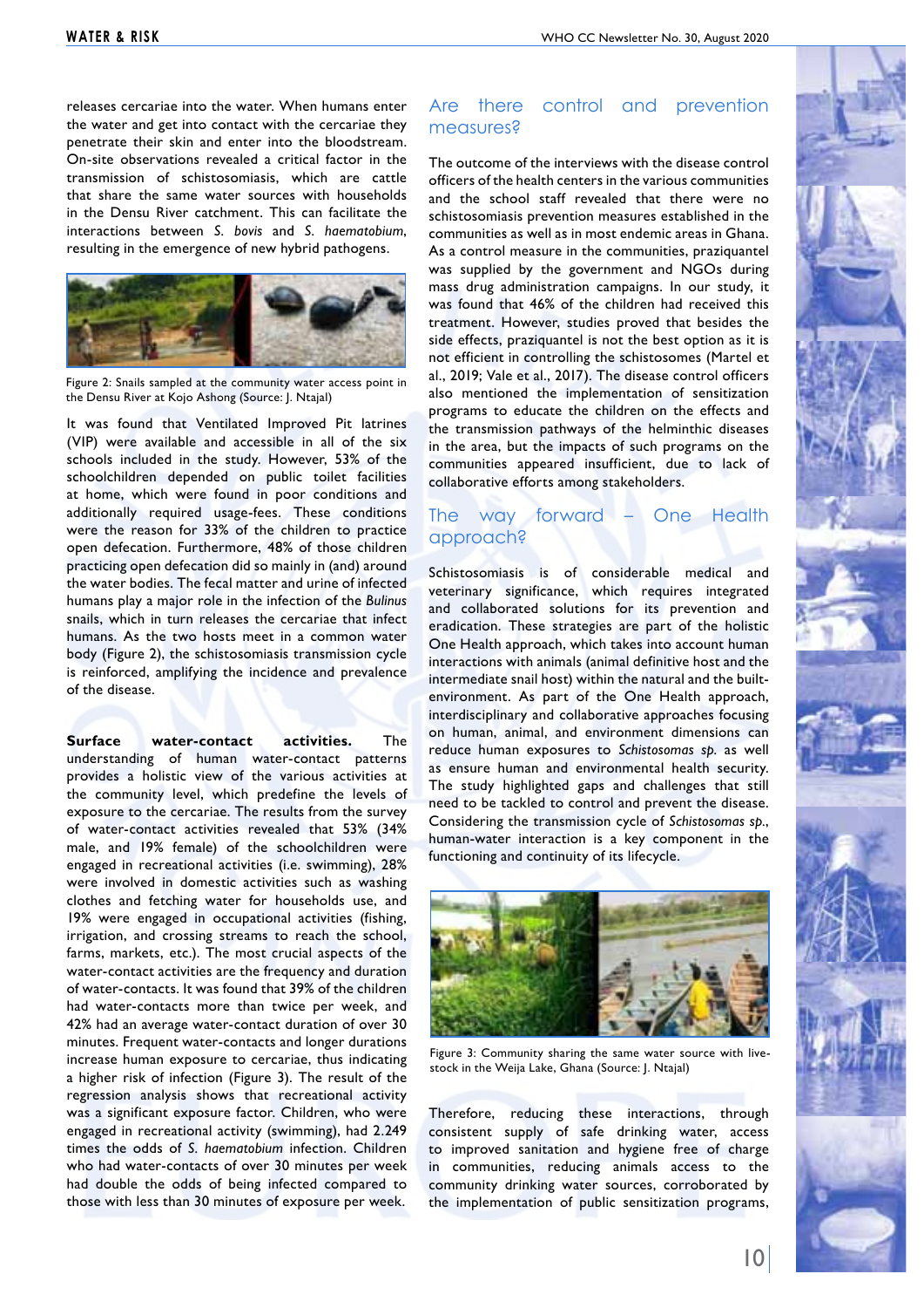releases cercariae into the water. When humans enter the water and get into contact with the cercariae they penetrate their skin and enter into the bloodstream. On-site observations revealed a critical factor in the transmission of schistosomiasis, which are cattle that share the same water sources with households in the Densu River catchment. This can facilitate the interactions between *S. bovis* and *S. haematobium*, resulting in the emergence of new hybrid pathogens.

Figure 2: Snails sampled at the community water access point in the Densu River at Kojo Ashong (Source: J. Ntajal)

It was found that Ventilated Improved Pit latrines (VIP) were available and accessible in all of the six schools included in the study. However, 53% of the schoolchildren depended on public toilet facilities at home, which were found in poor conditions and additionally required usage-fees. These conditions were the reason for 33% of the children to practice open defecation. Furthermore, 48% of those children practicing open defecation did so mainly in (and) around the water bodies. The fecal matter and urine of infected humans play a major role in the infection of the *Bulinus* snails, which in turn releases the cercariae that infect humans. As the two hosts meet in a common water body (Figure 2), the schistosomiasis transmission cycle is reinforced, amplifying the incidence and prevalence of the disease.

**Surface water-contact activities.** The understanding of human water-contact patterns provides a holistic view of the various activities at the community level, which predefine the levels of exposure to the cercariae. The results from the survey of water-contact activities revealed that 53% (34% male, and 19% female) of the schoolchildren were engaged in recreational activities (i.e. swimming), 28% were involved in domestic activities such as washing clothes and fetching water for households use, and 19% were engaged in occupational activities (fishing, irrigation, and crossing streams to reach the school, farms, markets, etc.). The most crucial aspects of the water-contact activities are the frequency and duration of water-contacts. It was found that 39% of the children had water-contacts more than twice per week, and 42% had an average water-contact duration of over 30 minutes. Frequent water-contacts and longer durations increase human exposure to cercariae, thus indicating a higher risk of infection (Figure 3). The result of the regression analysis shows that recreational activity was a significant exposure factor. Children, who were engaged in recreational activity (swimming), had 2.249 times the odds of *S. haematobium* infection. Children who had water-contacts of over 30 minutes per week had double the odds of being infected compared to those with less than 30 minutes of exposure per week.

## Are there control and prevention measures?

The outcome of the interviews with the disease control officers of the health centers in the various communities and the school staff revealed that there were no schistosomiasis prevention measures established in the communities as well as in most endemic areas in Ghana. As a control measure in the communities, praziquantel was supplied by the government and NGOs during mass drug administration campaigns. In our study, it was found that 46% of the children had received this treatment. However, studies proved that besides the side effects, praziquantel is not the best option as it is not efficient in controlling the schistosomes (Martel et al., 2019; Vale et al., 2017). The disease control officers also mentioned the implementation of sensitization programs to educate the children on the effects and the transmission pathways of the helminthic diseases in the area, but the impacts of such programs on the communities appeared insufficient, due to lack of collaborative efforts among stakeholders.

## The way forward – One Health approach?

Schistosomiasis is of considerable medical and veterinary significance, which requires integrated and collaborated solutions for its prevention and eradication. These strategies are part of the holistic One Health approach, which takes into account human interactions with animals (animal definitive host and the intermediate snail host) within the natural and the built-environment. As part of the One Health approach, interdisciplinary and collaborative approaches focusing on human, animal, and environment dimensions can reduce human exposures to *Schistosomas sp.* as well as ensure human and environmental health security. The study highlighted gaps and challenges that still need to be tackled to control and prevent the disease. Considering the transmission cycle of *Schistosomas sp.*, human-water interaction is a key component in the functioning and continuity of its lifecycle.

Figure 3: Community sharing the same water source with livestock in the Weija Lake, Ghana (Source: J. Ntajal)

Therefore, reducing these interactions, through consistent supply of safe drinking water, access to improved sanitation and hygiene free of charge in communities, reducing animals access to the community drinking water sources, corroborated by the implementation of public sensitization programs,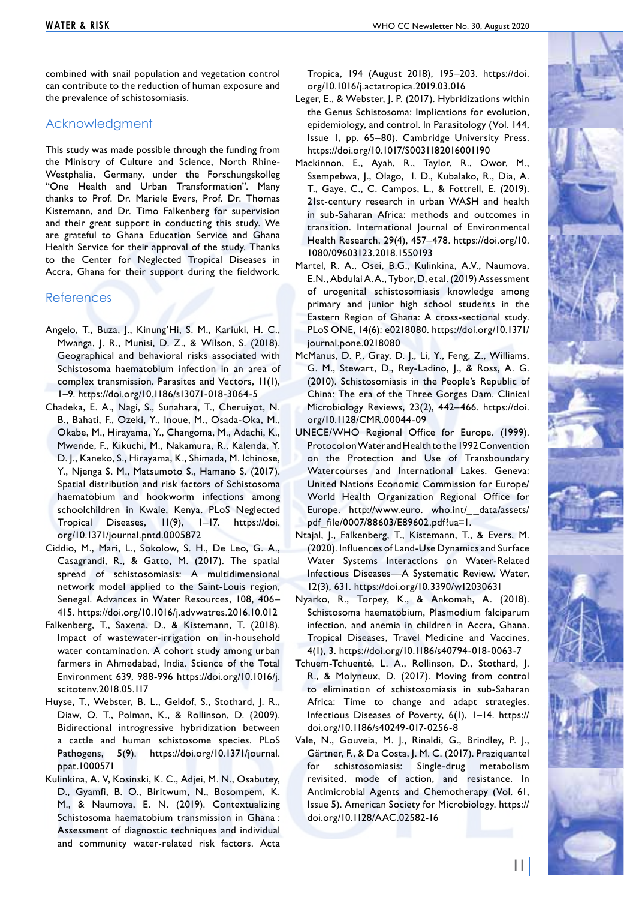combined with snail population and vegetation control can contribute to the reduction of human exposure and the prevalence of schistosomiasis.

## Acknowledgment

This study was made possible through the funding from the Ministry of Culture and Science, North Rhine-Westphalia, Germany, under the Forschungskolleg "One Health and Urban Transformation". Many thanks to Prof. Dr. Mariele Evers, Prof. Dr. Thomas Kistemann, and Dr. Timo Falkenberg for supervision and their great support in conducting this study. We are grateful to Ghana Education Service and Ghana Health Service for their approval of the study. Thanks to the Center for Neglected Tropical Diseases in Accra, Ghana for their support during the fieldwork.

## References

Angelo, T., Buza, J., Kinung'Hi, S. M., Kariuki, H. C., Mwanga, J. R., Munisi, D. Z., & Wilson, S. (2018). Geographical and behavioral risks associated with Schistosoma haematobium infection in an area of complex transmission. Parasites and Vectors, 11(1), 1–9. https://doi.org/10.1186/s13071-018-3064-5

Chadeka, E. A., Nagi, S., Sunahara, T., Cheruiyot, N. B., Bahati, F., Ozeki, Y., Inoue, M., Osada-Oka, M., Okabe, M., Hirayama, Y., Changoma, M., Adachi, K., Mwende, F., Kikuchi, M., Nakamura, R., Kalenda, Y. D. J., Kaneko, S., Hirayama, K., Shimada, M. Ichinose, Y., Njenga S. M., Matsumoto S., Hamano S. (2017). Spatial distribution and risk factors of Schistosoma haematobium and hookworm infections among schoolchildren in Kwale, Kenya. PLoS Neglected Tropical Diseases, 11(9), 1–17. https://doi.org/10.1371/journal.pntd.0005872

Ciddio, M., Mari, L., Sokolow, S. H., De Leo, G. A., Casagrandi, R., & Gatto, M. (2017). The spatial spread of schistosomiasis: A multidimensional network model applied to the Saint-Louis region, Senegal. Advances in Water Resources, 108, 406–415. https://doi.org/10.1016/j.advwatres.2016.10.012

Falkenberg, T., Saxena, D., & Kistemann, T. (2018). Impact of wastewater-irrigation on in-household water contamination. A cohort study among urban farmers in Ahmedabad, India. Science of the Total Environment 639, 988-996 https://doi.org/10.1016/j.scitotenv.2018.05.117

Huyse, T., Webster, B. L., Geldof, S., Stothard, J. R., Diaw, O. T., Polman, K., & Rollinson, D. (2009). Bidirectional introgressive hybridization between a cattle and human schistosome species. PLoS Pathogens, 5(9). https://doi.org/10.1371/journal.ppat.1000571

Kulinkina, A. V, Kosinski, K. C., Adjei, M. N., Osabutey, D., Gyamfi, B. O., Biritwum, N., Bosompem, K. M., & Naumova, E. N. (2019). Contextualizing Schistosoma haematobium transmission in Ghana : Assessment of diagnostic techniques and individual and community water-related risk factors. Acta Tropica, 194 (August 2018), 195–203. https://doi.org/10.1016/j.actatropica.2019.03.016

Leger, E., & Webster, J. P. (2017). Hybridizations within the Genus Schistosoma: Implications for evolution, epidemiology, and control. In Parasitology (Vol. 144, Issue 1, pp. 65–80). Cambridge University Press. https://doi.org/10.1017/S0031182016001190

Mackinnon, E., Ayah, R., Taylor, R., Owor, M., Ssempebwa, J., Olago, I. D., Kubalako, R., Dia, A. T., Gaye, C., C. Campos, L., & Fottrell, E. (2019). 21st-century research in urban WASH and health in sub-Saharan Africa: methods and outcomes in transition. International Journal of Environmental Health Research, 29(4), 457–478. https://doi.org/10.1080/09603123.2018.1550193

Martel, R. A., Osei, B.G., Kulinkina, A.V., Naumova, E.N., Abdulai A.A., Tybor, D, et al. (2019) Assessment of urogenital schistosomiasis knowledge among primary and junior high school students in the Eastern Region of Ghana: A cross-sectional study. PLoS ONE, 14(6): e0218080. https://doi.org/10.1371/journal.pone.0218080

McManus, D. P., Gray, D. J., Li, Y., Feng, Z., Williams, G. M., Stewart, D., Rey-Ladino, J., & Ross, A. G. (2010). Schistosomiasis in the People's Republic of China: The era of the Three Gorges Dam. Clinical Microbiology Reviews, 23(2), 442–466. https://doi.org/10.1128/CMR.00044-09

UNECE/WHO Regional Office for Europe. (1999). Protocol on Water and Health to the 1992 Convention on the Protection and Use of Transboundary Watercourses and International Lakes. Geneva: United Nations Economic Commission for Europe/ World Health Organization Regional Office for Europe. http://www.euro. who.int/__data/assets/pdf_file/0007/88603/E89602.pdf?ua=1.

Ntajal, J., Falkenberg, T., Kistemann, T., & Evers, M. (2020). Influences of Land-Use Dynamics and Surface Water Systems Interactions on Water-Related Infectious Diseases—A Systematic Review. Water, 12(3), 631. https://doi.org/10.3390/w12030631

Nyarko, R., Torpey, K., & Ankomah, A. (2018). Schistosoma haematobium, Plasmodium falciparum infection, and anaemia in children in Accra, Ghana. Tropical Diseases, Travel Medicine and Vaccines, 4(1), 3. https://doi.org/10.1186/s40794-018-0063-7

Tchuem-Tchuenté, L. A., Rollinson, D., Stothard, J. R., & Molyneux, D. (2017). Moving from control to elimination of schistosomiasis in sub-Saharan Africa: Time to change and adapt strategies. Infectious Diseases of Poverty, 6(1), 1–14. https://doi.org/10.1186/s40249-017-0256-8

Vale, N., Gouveia, M. J., Rinaldi, G., Brindley, P. J., Gärtner, F., & Da Costa, J. M. C. (2017). Praziquantel for schistosomiasis: Single-drug metabolism revisited, mode of action, and resistance. In Antimicrobial Agents and Chemotherapy (Vol. 61, Issue 5). American Society for Microbiology. https://doi.org/10.1128/AAC.02582-16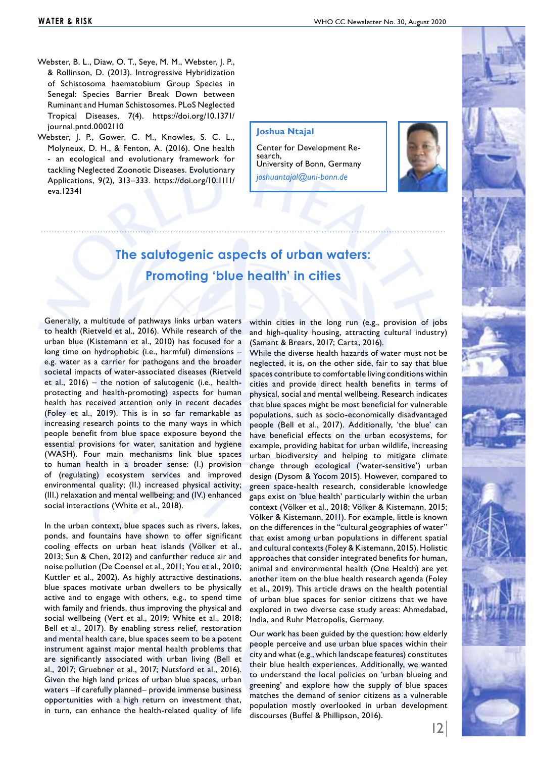Webster, B. L., Diaw, O. T., Seye, M. M., Webster, J. P., & Rollinson, D. (2013). Introgressive Hybridization of Schistosoma haematobium Group Species in Senegal: Species Barrier Break Down between Ruminant and Human Schistosomes. PLoS Neglected Tropical Diseases, 7(4). https://doi.org/10.1371/journal.pntd.0002110

Webster, J. P., Gower, C. M., Knowles, S. C. L., Molyneux, D. H., & Fenton, A. (2016). One health - an ecological and evolutionary framework for tackling Neglected Zoonotic Diseases. Evolutionary Applications, 9(2), 313–333. https://doi.org/10.1111/eva.12341

**Joshua Ntajal**

Center for Development Research,
University of Bonn, Germany
*joshuantajal@uni-bonn.de*

## The salutogenic aspects of urban waters: Promoting 'blue health' in cities

Generally, a multitude of pathways links urban waters to health (Rietveld et al., 2016). While research of the urban blue (Kistemann et al., 2010) has focused for a long time on hydrophobic (i.e., harmful) dimensions – e.g. water as a carrier for pathogens and the broader societal impacts of water-associated diseases (Rietveld et al., 2016) – the notion of salutogenic (i.e., health-protecting and health-promoting) aspects for human health has received attention only in recent decades (Foley et al., 2019). This is in so far remarkable as increasing research points to the many ways in which people benefit from blue space exposure beyond the essential provisions for water, sanitation and hygiene (WASH). Four main mechanisms link blue spaces to human health in a broader sense: (I.) provision of (regulating) ecosystem services and improved environmental quality; (II.) increased physical activity; (III.) relaxation and mental wellbeing; and (IV.) enhanced social interactions (White et al., 2018).

In the urban context, blue spaces such as rivers, lakes, ponds, and fountains have shown to offer significant cooling effects on urban heat islands (Völker et al., 2013; Sun & Chen, 2012) and canfurther reduce air and noise pollution (De Coensel et al., 2011; You et al., 2010; Kuttler et al., 2002). As highly attractive destinations, blue spaces motivate urban dwellers to be physically active and to engage with others, e.g., to spend time with family and friends, thus improving the physical and social wellbeing (Vert et al., 2019; White et al., 2018; Bell et al., 2017). By enabling stress relief, restoration and mental health care, blue spaces seem to be a potent instrument against major mental health problems that are significantly associated with urban living (Bell et al., 2017; Gruebner et al., 2017; Nutsford et al., 2016). Given the high land prices of urban blue spaces, urban waters –if carefully planned– provide immense business opportunities with a high return on investment that, in turn, can enhance the health-related quality of life within cities in the long run (e.g., provision of jobs and high-quality housing, attracting cultural industry) (Samant & Brears, 2017; Carta, 2016).

While the diverse health hazards of water must not be neglected, it is, on the other side, fair to say that blue spaces contribute to comfortable living conditions within cities and provide direct health benefits in terms of physical, social and mental wellbeing. Research indicates that blue spaces might be most beneficial for vulnerable populations, such as socio-economically disadvantaged people (Bell et al., 2017). Additionally, 'the blue' can have beneficial effects on the urban ecosystems, for example, providing habitat for urban wildlife, increasing urban biodiversity and helping to mitigate climate change through ecological ('water-sensitive') urban design (Dysom & Yocom 2015). However, compared to green space-health research, considerable knowledge gaps exist on 'blue health' particularly within the urban context (Völker et al., 2018; Völker & Kistemann, 2015; Völker & Kistemann, 2011). For example, little is known on the differences in the "cultural geographies of water" that exist among urban populations in different spatial and cultural contexts (Foley & Kistemann, 2015). Holistic approaches that consider integrated benefits for human, animal and environmental health (One Health) are yet another item on the blue health research agenda (Foley et al., 2019). This article draws on the health potential of urban blue spaces for senior citizens that we have explored in two diverse case study areas: Ahmedabad, India, and Ruhr Metropolis, Germany.

Our work has been guided by the question: how elderly people perceive and use urban blue spaces within their city and what (e.g., which landscape features) constitutes their blue health experiences. Additionally, we wanted to understand the local policies on 'urban blueing and greening' and explore how the supply of blue spaces matches the demand of senior citizens as a vulnerable population mostly overlooked in urban development discourses (Buffel & Phillipson, 2016).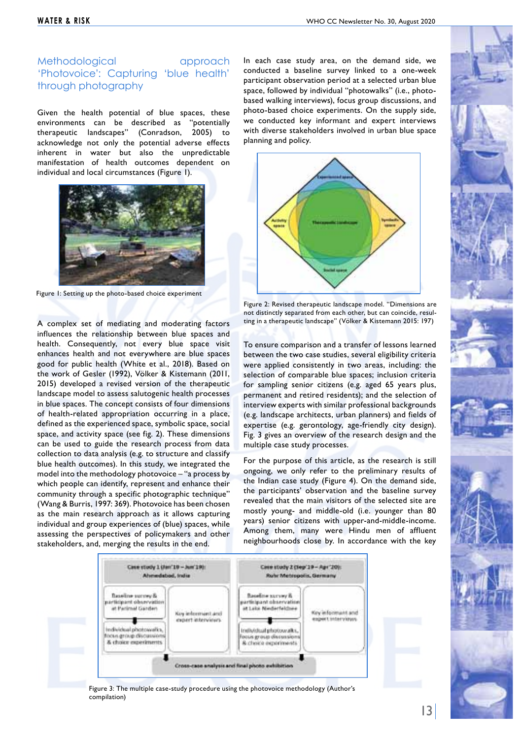## Methodological approach 'Photovoice': Capturing 'blue health' through photography

Given the health potential of blue spaces, these environments can be described as "potentially therapeutic landscapes" (Conradson, 2005) to acknowledge not only the potential adverse effects inherent in water but also the unpredictable manifestation of health outcomes dependent on individual and local circumstances (Figure 1).

Figure 1: Setting up the photo-based choice experiment

A complex set of mediating and moderating factors influences the relationship between blue spaces and health. Consequently, not every blue space visit enhances health and not everywhere are blue spaces good for public health (White et al., 2018). Based on the work of Gesler (1992), Völker & Kistemann (2011, 2015) developed a revised version of the therapeutic landscape model to assess salutogenic health processes in blue spaces. The concept consists of four dimensions of health-related appropriation occurring in a place, defined as the experienced space, symbolic space, social space, and activity space (see fig. 2). These dimensions can be used to guide the research process from data collection to data analysis (e.g. to structure and classify blue health outcomes). In this study, we integrated the model into the methodology photovoice – "a process by which people can identify, represent and enhance their community through a specific photographic technique" (Wang & Burris, 1997: 369). Photovoice has been chosen as the main research approach as it allows capturing individual and group experiences of (blue) spaces, while assessing the perspectives of policymakers and other stakeholders, and, merging the results in the end.

In each case study area, on the demand side, we conducted a baseline survey linked to a one-week participant observation period at a selected urban blue space, followed by individual "photowalks" (i.e., photo-based walking interviews), focus group discussions, and photo-based choice experiments. On the supply side, we conducted key informant and expert interviews with diverse stakeholders involved in urban blue space planning and policy.

Figure 2: Revised therapeutic landscape model. "Dimensions are not distinctly separated from each other, but can coincide, resulting in a therapeutic landscape" (Völker & Kistemann 2015: 197)

To ensure comparison and a transfer of lessons learned between the two case studies, several eligibility criteria were applied consistently in two areas, including: the selection of comparable blue spaces; inclusion criteria for sampling senior citizens (e.g. aged 65 years plus, permanent and retired residents); and the selection of interview experts with similar professional backgrounds (e.g. landscape architects, urban planners) and fields of expertise (e.g. gerontology, age-friendly city design). Fig. 3 gives an overview of the research design and the multiple case study processes.

For the purpose of this article, as the research is still ongoing, we only refer to the preliminary results of the Indian case study (Figure 4). On the demand side, the participants' observation and the baseline survey revealed that the main visitors of the selected site are mostly young- and middle-old (i.e. younger than 80 years) senior citizens with upper-and-middle-income. Among them, many were Hindu men of affluent neighbourhoods close by. In accordance with the key

Figure 3: The multiple case-study procedure using the photovoice methodology (Author's compilation)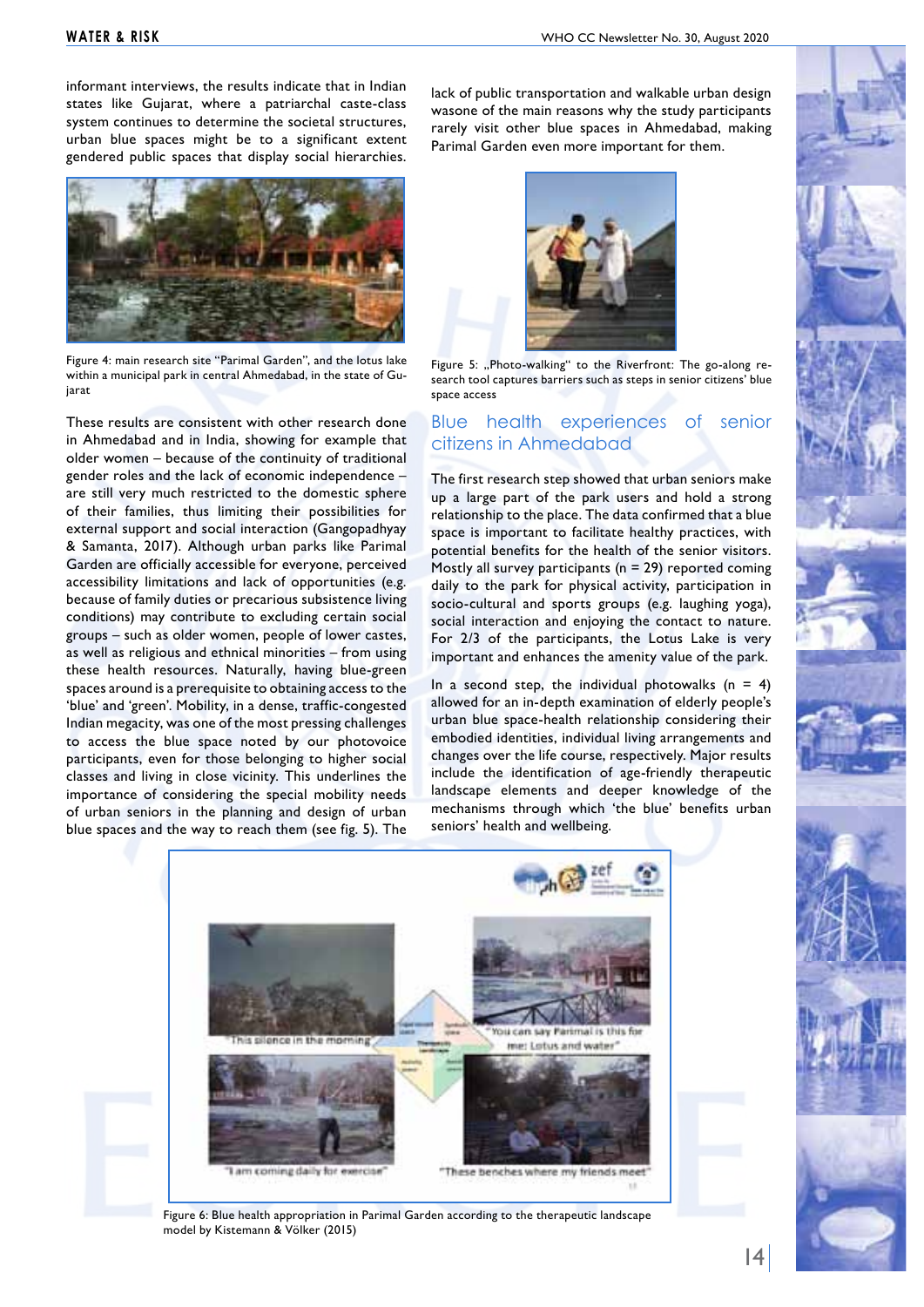informant interviews, the results indicate that in Indian states like Gujarat, where a patriarchal caste-class system continues to determine the societal structures, urban blue spaces might be to a significant extent gendered public spaces that display social hierarchies.

Figure 4: main research site "Parimal Garden", and the lotus lake within a municipal park in central Ahmedabad, in the state of Gujarat

These results are consistent with other research done in Ahmedabad and in India, showing for example that older women – because of the continuity of traditional gender roles and the lack of economic independence – are still very much restricted to the domestic sphere of their families, thus limiting their possibilities for external support and social interaction (Gangopadhyay & Samanta, 2017). Although urban parks like Parimal Garden are officially accessible for everyone, perceived accessibility limitations and lack of opportunities (e.g. because of family duties or precarious subsistence living conditions) may contribute to excluding certain social groups – such as older women, people of lower castes, as well as religious and ethnical minorities – from using these health resources. Naturally, having blue-green spaces around is a prerequisite to obtaining access to the 'blue' and 'green'. Mobility, in a dense, traffic-congested Indian megacity, was one of the most pressing challenges to access the blue space noted by our photovoice participants, even for those belonging to higher social classes and living in close vicinity. This underlines the importance of considering the special mobility needs of urban seniors in the planning and design of urban blue spaces and the way to reach them (see fig. 5). The lack of public transportation and walkable urban design wasone of the main reasons why the study participants rarely visit other blue spaces in Ahmedabad, making Parimal Garden even more important for them.

Figure 5: „Photo-walking" to the Riverfront: The go-along research tool captures barriers such as steps in senior citizens' blue space access

## Blue health experiences of senior citizens in Ahmedabad

The first research step showed that urban seniors make up a large part of the park users and hold a strong relationship to the place. The data confirmed that a blue space is important to facilitate healthy practices, with potential benefits for the health of the senior visitors. Mostly all survey participants (n = 29) reported coming daily to the park for physical activity, participation in socio-cultural and sports groups (e.g. laughing yoga), social interaction and enjoying the contact to nature. For 2/3 of the participants, the Lotus Lake is very important and enhances the amenity value of the park.

In a second step, the individual photowalks (n = 4) allowed for an in-depth examination of elderly people's urban blue space-health relationship considering their embodied identities, individual living arrangements and changes over the life course, respectively. Major results include the identification of age-friendly therapeutic landscape elements and deeper knowledge of the mechanisms through which 'the blue' benefits urban seniors' health and wellbeing.

Figure 6: Blue health appropriation in Parimal Garden according to the therapeutic landscape model by Kistemann & Völker (2015)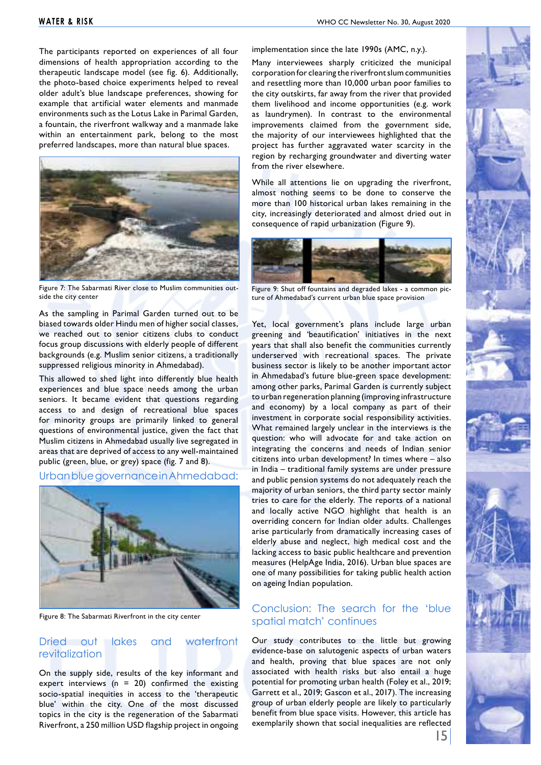The participants reported on experiences of all four dimensions of health appropriation according to the therapeutic landscape model (see fig. 6). Additionally, the photo-based choice experiments helped to reveal older adult's blue landscape preferences, showing for example that artificial water elements and manmade environments such as the Lotus Lake in Parimal Garden, a fountain, the riverfront walkway and a manmade lake within an entertainment park, belong to the most preferred landscapes, more than natural blue spaces.

Figure 7: The Sabarmati River close to Muslim communities outside the city center

As the sampling in Parimal Garden turned out to be biased towards older Hindu men of higher social classes, we reached out to senior citizens clubs to conduct focus group discussions with elderly people of different backgrounds (e.g. Muslim senior citizens, a traditionally suppressed religious minority in Ahmedabad).

This allowed to shed light into differently blue health experiences and blue space needs among the urban seniors. It became evident that questions regarding access to and design of recreational blue spaces for minority groups are primarily linked to general questions of environmental justice, given the fact that Muslim citizens in Ahmedabad usually live segregated in areas that are deprived of access to any well-maintained public (green, blue, or grey) space (fig. 7 and 8).

## Urban blue governance in Ahmedabad:

Figure 8: The Sabarmati Riverfront in the city center

## Dried out lakes and waterfront revitalization

On the supply side, results of the key informant and expert interviews (n = 20) confirmed the existing socio-spatial inequities in access to the 'therapeutic blue' within the city. One of the most discussed topics in the city is the regeneration of the Sabarmati Riverfront, a 250 million USD flagship project in ongoing implementation since the late 1990s (AMC, n.y.).

Many interviewees sharply criticized the municipal corporation for clearing the riverfront slum communities and resettling more than 10,000 urban poor families to the city outskirts, far away from the river that provided them livelihood and income opportunities (e.g. work as laundrymen). In contrast to the environmental improvements claimed from the government side, the majority of our interviewees highlighted that the project has further aggravated water scarcity in the region by recharging groundwater and diverting water from the river elsewhere.

While all attentions lie on upgrading the riverfront, almost nothing seems to be done to conserve the more than 100 historical urban lakes remaining in the city, increasingly deteriorated and almost dried out in consequence of rapid urbanization (Figure 9).

Figure 9: Shut off fountains and degraded lakes - a common picture of Ahmedabad's current urban blue space provision

Yet, local government's plans include large urban greening and 'beautification' initiatives in the next years that shall also benefit the communities currently underserved with recreational spaces. The private business sector is likely to be another important actor in Ahmedabad's future blue-green space development: among other parks, Parimal Garden is currently subject to urban regeneration planning (improving infrastructure and economy) by a local company as part of their investment in corporate social responsibility activities. What remained largely unclear in the interviews is the question: who will advocate for and take action on integrating the concerns and needs of Indian senior citizens into urban development? In times where – also in India – traditional family systems are under pressure and public pension systems do not adequately reach the majority of urban seniors, the third party sector mainly tries to care for the elderly. The reports of a national and locally active NGO highlight that health is an overriding concern for Indian older adults. Challenges arise particularly from dramatically increasing cases of elderly abuse and neglect, high medical cost and the lacking access to basic public healthcare and prevention measures (HelpAge India, 2016). Urban blue spaces are one of many possibilities for taking public health action on ageing Indian population.

## Conclusion: The search for the 'blue spatial match' continues

Our study contributes to the little but growing evidence-base on salutogenic aspects of urban waters and health, proving that blue spaces are not only associated with health risks but also entail a huge potential for promoting urban health (Foley et al., 2019; Garrett et al., 2019; Gascon et al., 2017). The increasing group of urban elderly people are likely to particularly benefit from blue space visits. However, this article has exemplarily shown that social inequalities are reflected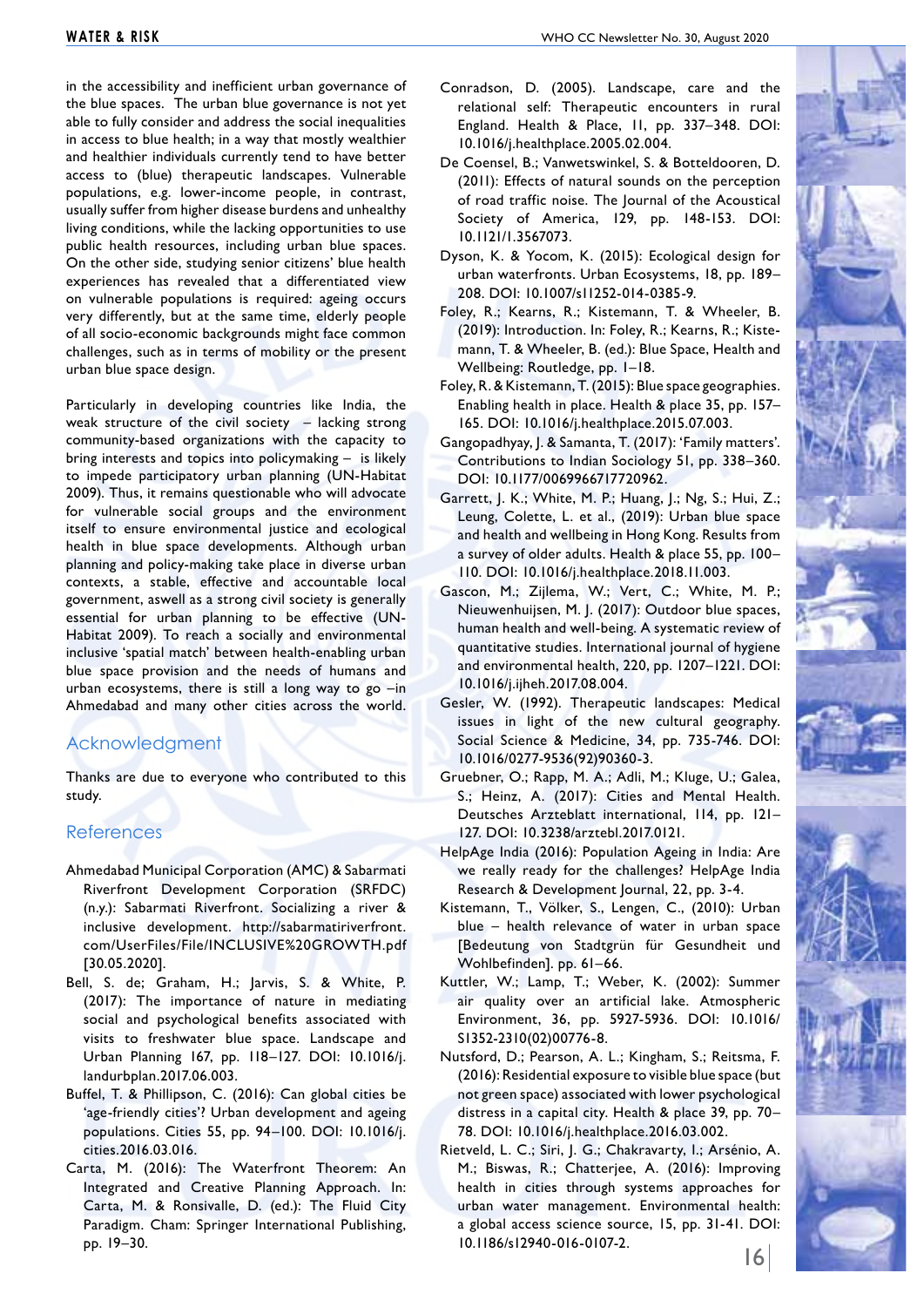in the accessibility and inefficient urban governance of the blue spaces. The urban blue governance is not yet able to fully consider and address the social inequalities in access to blue health; in a way that mostly wealthier and healthier individuals currently tend to have better access to (blue) therapeutic landscapes. Vulnerable populations, e.g. lower-income people, in contrast, usually suffer from higher disease burdens and unhealthy living conditions, while the lacking opportunities to use public health resources, including urban blue spaces. On the other side, studying senior citizens' blue health experiences has revealed that a differentiated view on vulnerable populations is required: ageing occurs very differently, but at the same time, elderly people of all socio-economic backgrounds might face common challenges, such as in terms of mobility or the present urban blue space design.

Particularly in developing countries like India, the weak structure of the civil society – lacking strong community-based organizations with the capacity to bring interests and topics into policymaking – is likely to impede participatory urban planning (UN-Habitat 2009). Thus, it remains questionable who will advocate for vulnerable social groups and the environment itself to ensure environmental justice and ecological health in blue space developments. Although urban planning and policy-making take place in diverse urban contexts, a stable, effective and accountable local government, aswell as a strong civil society is generally essential for urban planning to be effective (UN-Habitat 2009). To reach a socially and environmental inclusive 'spatial match' between health-enabling urban blue space provision and the needs of humans and urban ecosystems, there is still a long way to go –in Ahmedabad and many other cities across the world.

## Acknowledgment

Thanks are due to everyone who contributed to this study.

## References

Ahmedabad Municipal Corporation (AMC) & Sabarmati Riverfront Development Corporation (SRFDC) (n.y.): Sabarmati Riverfront. Socializing a river & inclusive development. http://sabarmatiriverfront.com/UserFiles/File/INCLUSIVE%20GROWTH.pdf [30.05.2020].

Bell, S. de; Graham, H.; Jarvis, S. & White, P. (2017): The importance of nature in mediating social and psychological benefits associated with visits to freshwater blue space. Landscape and Urban Planning 167, pp. 118–127. DOI: 10.1016/j.landurbplan.2017.06.003.

Buffel, T. & Phillipson, C. (2016): Can global cities be 'age-friendly cities'? Urban development and ageing populations. Cities 55, pp. 94–100. DOI: 10.1016/j.cities.2016.03.016.

Carta, M. (2016): The Waterfront Theorem: An Integrated and Creative Planning Approach. In: Carta, M. & Ronsivalle, D. (ed.): The Fluid City Paradigm. Cham: Springer International Publishing, pp. 19–30.

Conradson, D. (2005). Landscape, care and the relational self: Therapeutic encounters in rural England. Health & Place, 11, pp. 337–348. DOI: 10.1016/j.healthplace.2005.02.004.

De Coensel, B.; Vanwetswinkel, S. & Botteldooren, D. (2011): Effects of natural sounds on the perception of road traffic noise. The Journal of the Acoustical Society of America, 129, pp. 148-153. DOI: 10.1121/1.3567073.

Dyson, K. & Yocom, K. (2015): Ecological design for urban waterfronts. Urban Ecosystems, 18, pp. 189–208. DOI: 10.1007/s11252-014-0385-9.

Foley, R.; Kearns, R.; Kistemann, T. & Wheeler, B. (2019): Introduction. In: Foley, R.; Kearns, R.; Kistemann, T. & Wheeler, B. (ed.): Blue Space, Health and Wellbeing: Routledge, pp. 1–18.

Foley, R. & Kistemann, T. (2015): Blue space geographies. Enabling health in place. Health & place 35, pp. 157–165. DOI: 10.1016/j.healthplace.2015.07.003.

Gangopadhyay, J. & Samanta, T. (2017): 'Family matters'. Contributions to Indian Sociology 51, pp. 338–360. DOI: 10.1177/0069966717720962.

Garrett, J. K.; White, M. P.; Huang, J.; Ng, S.; Hui, Z.; Leung, Colette, L. et al., (2019): Urban blue space and health and wellbeing in Hong Kong. Results from a survey of older adults. Health & place 55, pp. 100–110. DOI: 10.1016/j.healthplace.2018.11.003.

Gascon, M.; Zijlema, W.; Vert, C.; White, M. P.; Nieuwenhuijsen, M. J. (2017): Outdoor blue spaces, human health and well-being. A systematic review of quantitative studies. International journal of hygiene and environmental health, 220, pp. 1207–1221. DOI: 10.1016/j.ijheh.2017.08.004.

Gesler, W. (1992). Therapeutic landscapes: Medical issues in light of the new cultural geography. Social Science & Medicine, 34, pp. 735-746. DOI: 10.1016/0277-9536(92)90360-3.

Gruebner, O.; Rapp, M. A.; Adli, M.; Kluge, U.; Galea, S.; Heinz, A. (2017): Cities and Mental Health. Deutsches Arzteblatt international, 114, pp. 121–127. DOI: 10.3238/arztebl.2017.0121.

HelpAge India (2016): Population Ageing in India: Are we really ready for the challenges? HelpAge India Research & Development Journal, 22, pp. 3-4.

Kistemann, T., Völker, S., Lengen, C., (2010): Urban blue – health relevance of water in urban space [Bedeutung von Stadtgrün für Gesundheit und Wohlbefinden]. pp. 61–66.

Kuttler, W.; Lamp, T.; Weber, K. (2002): Summer air quality over an artificial lake. Atmospheric Environment, 36, pp. 5927-5936. DOI: 10.1016/S1352-2310(02)00776-8.

Nutsford, D.; Pearson, A. L.; Kingham, S.; Reitsma, F. (2016): Residential exposure to visible blue space (but not green space) associated with lower psychological distress in a capital city. Health & place 39, pp. 70–78. DOI: 10.1016/j.healthplace.2016.03.002.

Rietveld, L. C.; Siri, J. G.; Chakravarty, I.; Arsénio, A. M.; Biswas, R.; Chatterjee, A. (2016): Improving health in cities through systems approaches for urban water management. Environmental health: a global access science source, 15, pp. 31-41. DOI: 10.1186/s12940-016-0107-2.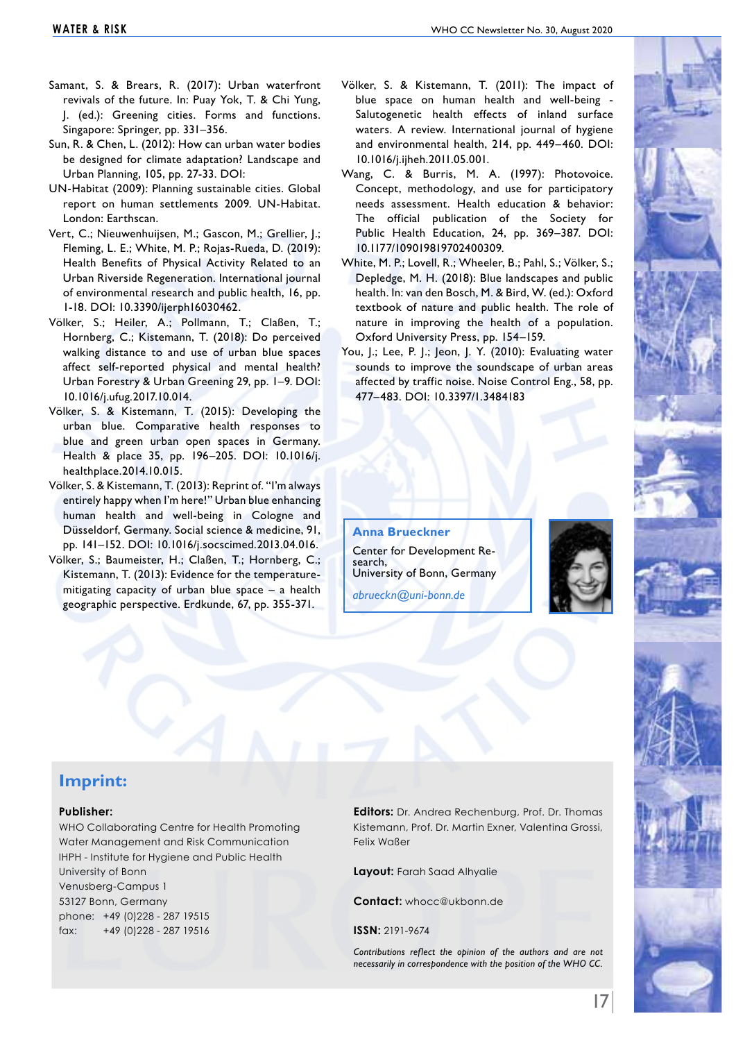Samant, S. & Brears, R. (2017): Urban waterfront revivals of the future. In: Puay Yok, T. & Chi Yung, J. (ed.): Greening cities. Forms and functions. Singapore: Springer, pp. 331–356.

Sun, R. & Chen, L. (2012): How can urban water bodies be designed for climate adaptation? Landscape and Urban Planning, 105, pp. 27-33. DOI:

UN-Habitat (2009): Planning sustainable cities. Global report on human settlements 2009. UN-Habitat. London: Earthscan.

Vert, C.; Nieuwenhuijsen, M.; Gascon, M.; Grellier, J.; Fleming, L. E.; White, M. P.; Rojas-Rueda, D. (2019): Health Benefits of Physical Activity Related to an Urban Riverside Regeneration. International journal of environmental research and public health, 16, pp. 1-18. DOI: 10.3390/ijerph16030462.

Völker, S.; Heiler, A.; Pollmann, T.; Claßen, T.; Hornberg, C.; Kistemann, T. (2018): Do perceived walking distance to and use of urban blue spaces affect self-reported physical and mental health? Urban Forestry & Urban Greening 29, pp. 1–9. DOI: 10.1016/j.ufug.2017.10.014.

Völker, S. & Kistemann, T. (2015): Developing the urban blue. Comparative health responses to blue and green urban open spaces in Germany. Health & place 35, pp. 196–205. DOI: 10.1016/j.healthplace.2014.10.015.

Völker, S. & Kistemann, T. (2013): Reprint of. "I'm always entirely happy when I'm here!" Urban blue enhancing human health and well-being in Cologne and Düsseldorf, Germany. Social science & medicine, 91, pp. 141–152. DOI: 10.1016/j.socscimed.2013.04.016.

Völker, S.; Baumeister, H.; Claßen, T.; Hornberg, C.; Kistemann, T. (2013): Evidence for the temperature-mitigating capacity of urban blue space – a health geographic perspective. Erdkunde, 67, pp. 355-371.

Völker, S. & Kistemann, T. (2011): The impact of blue space on human health and well-being - Salutogenetic health effects of inland surface waters. A review. International journal of hygiene and environmental health, 214, pp. 449–460. DOI: 10.1016/j.ijheh.2011.05.001.

Wang, C. & Burris, M. A. (1997): Photovoice. Concept, methodology, and use for participatory needs assessment. Health education & behavior: The official publication of the Society for Public Health Education, 24, pp. 369–387. DOI: 10.1177/109019819702400309.

White, M. P.; Lovell, R.; Wheeler, B.; Pahl, S.; Völker, S.; Depledge, M. H. (2018): Blue landscapes and public health. In: van den Bosch, M. & Bird, W. (ed.): Oxford textbook of nature and public health. The role of nature in improving the health of a population. Oxford University Press, pp. 154–159.

You, J.; Lee, P. J.; Jeon, J. Y. (2010): Evaluating water sounds to improve the soundscape of urban areas affected by traffic noise. Noise Control Eng., 58, pp. 477–483. DOI: 10.3397/1.3484183

**Anna Brueckner**
Center for Development Research,
University of Bonn, Germany
*abrueckn@uni-bonn.de*

## Imprint:

**Publisher:**
WHO Collaborating Centre for Health Promoting Water Management and Risk Communication
IHPH - Institute for Hygiene and Public Health
University of Bonn
Venusberg-Campus 1
53127 Bonn, Germany
phone: +49 (0)228 - 287 19515
fax: +49 (0)228 - 287 19516

**Editors:** Dr. Andrea Rechenburg, Prof. Dr. Thomas Kistemann, Prof. Dr. Martin Exner, Valentina Grossi, Felix Waßer

**Layout:** Farah Saad Alhyalie

**Contact:** whocc@ukbonn.de

**ISSN:** 2191-9674

*Contributions reflect the opinion of the authors and are not necessarily in correspondence with the position of the WHO CC.*